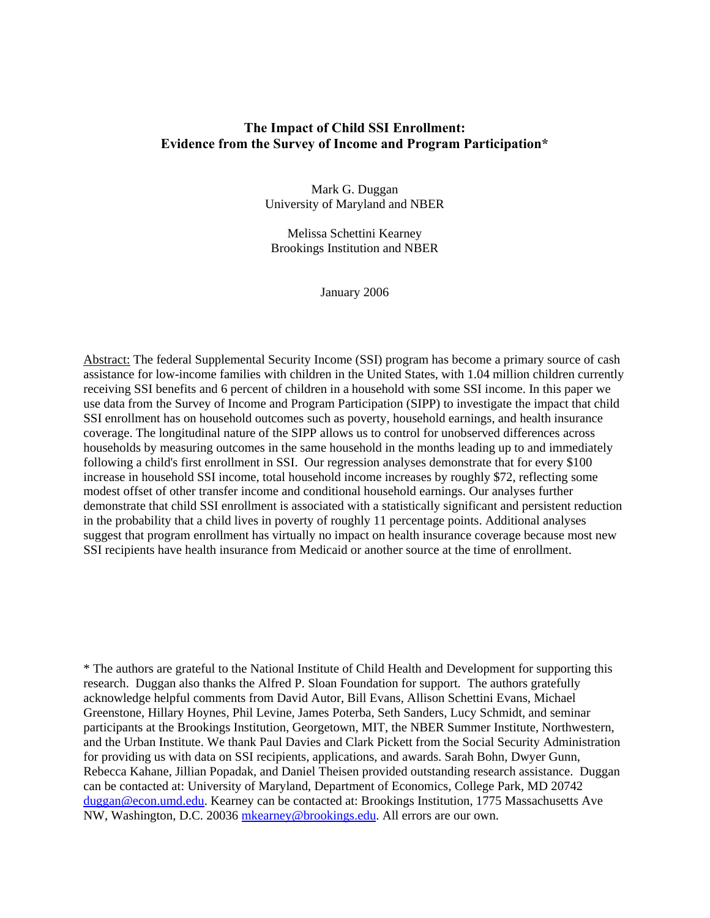# The Impact of Child SSI Enrollment: Evidence from the Survey of Income and Program Participation*

Mark G. Duggan
University of Maryland and NBER

Melissa Schettini Kearney
Brookings Institution and NBER

January 2006

Abstract: The federal Supplemental Security Income (SSI) program has become a primary source of cash assistance for low-income families with children in the United States, with 1.04 million children currently receiving SSI benefits and 6 percent of children in a household with some SSI income. In this paper we use data from the Survey of Income and Program Participation (SIPP) to investigate the impact that child SSI enrollment has on household outcomes such as poverty, household earnings, and health insurance coverage. The longitudinal nature of the SIPP allows us to control for unobserved differences across households by measuring outcomes in the same household in the months leading up to and immediately following a child's first enrollment in SSI. Our regression analyses demonstrate that for every $100 increase in household SSI income, total household income increases by roughly $72, reflecting some modest offset of other transfer income and conditional household earnings. Our analyses further demonstrate that child SSI enrollment is associated with a statistically significant and persistent reduction in the probability that a child lives in poverty of roughly 11 percentage points. Additional analyses suggest that program enrollment has virtually no impact on health insurance coverage because most new SSI recipients have health insurance from Medicaid or another source at the time of enrollment.

* The authors are grateful to the National Institute of Child Health and Development for supporting this research. Duggan also thanks the Alfred P. Sloan Foundation for support. The authors gratefully acknowledge helpful comments from David Autor, Bill Evans, Allison Schettini Evans, Michael Greenstone, Hillary Hoynes, Phil Levine, James Poterba, Seth Sanders, Lucy Schmidt, and seminar participants at the Brookings Institution, Georgetown, MIT, the NBER Summer Institute, Northwestern, and the Urban Institute. We thank Paul Davies and Clark Pickett from the Social Security Administration for providing us with data on SSI recipients, applications, and awards. Sarah Bohn, Dwyer Gunn, Rebecca Kahane, Jillian Popadak, and Daniel Theisen provided outstanding research assistance. Duggan can be contacted at: University of Maryland, Department of Economics, College Park, MD 20742 duggan@econ.umd.edu. Kearney can be contacted at: Brookings Institution, 1775 Massachusetts Ave NW, Washington, D.C. 20036 mkearney@brookings.edu. All errors are our own.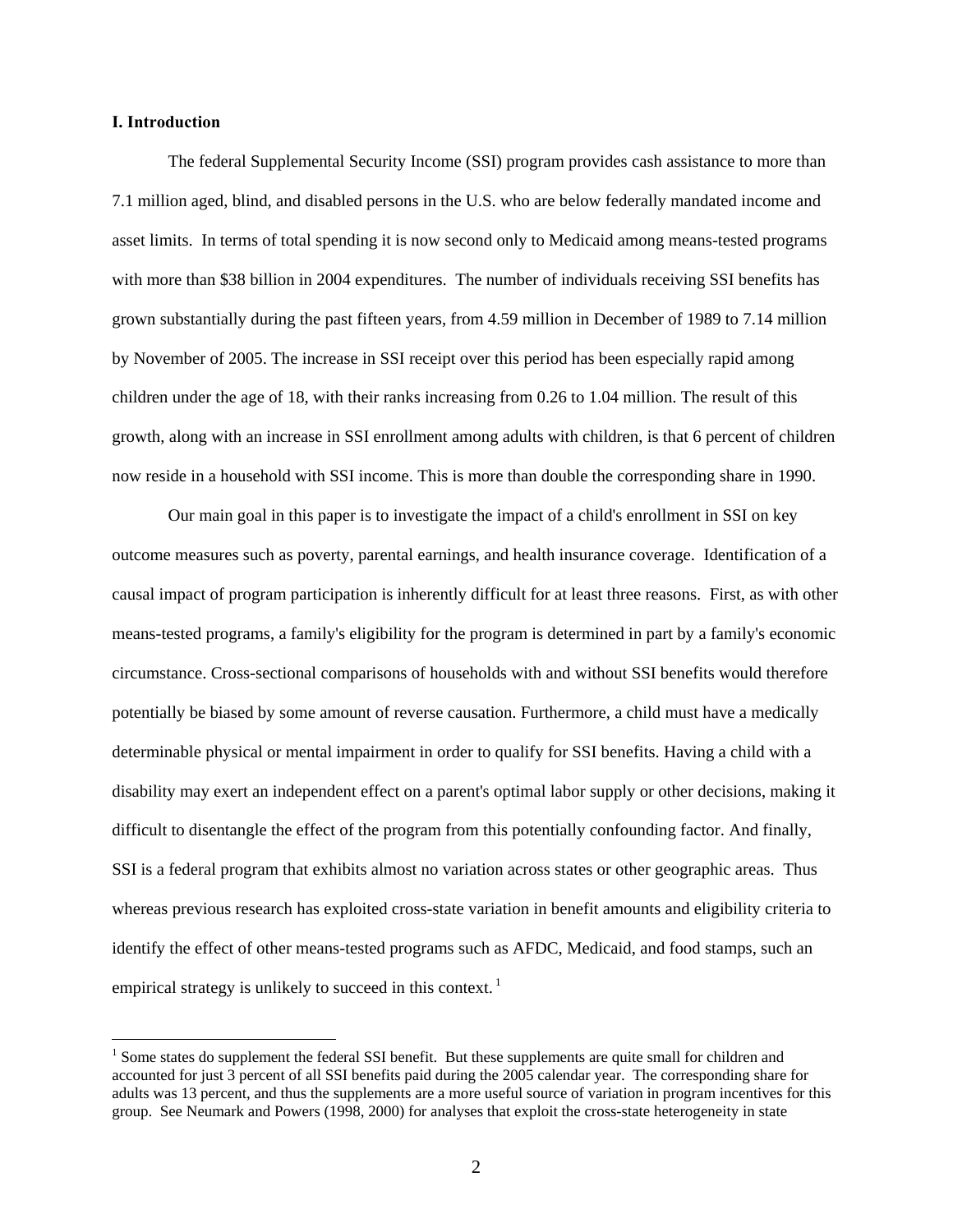## I. Introduction

The federal Supplemental Security Income (SSI) program provides cash assistance to more than 7.1 million aged, blind, and disabled persons in the U.S. who are below federally mandated income and asset limits. In terms of total spending it is now second only to Medicaid among means-tested programs with more than $38 billion in 2004 expenditures. The number of individuals receiving SSI benefits has grown substantially during the past fifteen years, from 4.59 million in December of 1989 to 7.14 million by November of 2005. The increase in SSI receipt over this period has been especially rapid among children under the age of 18, with their ranks increasing from 0.26 to 1.04 million. The result of this growth, along with an increase in SSI enrollment among adults with children, is that 6 percent of children now reside in a household with SSI income. This is more than double the corresponding share in 1990.

Our main goal in this paper is to investigate the impact of a child's enrollment in SSI on key outcome measures such as poverty, parental earnings, and health insurance coverage. Identification of a causal impact of program participation is inherently difficult for at least three reasons. First, as with other means-tested programs, a family's eligibility for the program is determined in part by a family's economic circumstance. Cross-sectional comparisons of households with and without SSI benefits would therefore potentially be biased by some amount of reverse causation. Furthermore, a child must have a medically determinable physical or mental impairment in order to qualify for SSI benefits. Having a child with a disability may exert an independent effect on a parent's optimal labor supply or other decisions, making it difficult to disentangle the effect of the program from this potentially confounding factor. And finally, SSI is a federal program that exhibits almost no variation across states or other geographic areas. Thus whereas previous research has exploited cross-state variation in benefit amounts and eligibility criteria to identify the effect of other means-tested programs such as AFDC, Medicaid, and food stamps, such an empirical strategy is unlikely to succeed in this context.[1]

[1] Some states do supplement the federal SSI benefit. But these supplements are quite small for children and accounted for just 3 percent of all SSI benefits paid during the 2005 calendar year. The corresponding share for adults was 13 percent, and thus the supplements are a more useful source of variation in program incentives for this group. See Neumark and Powers (1998, 2000) for analyses that exploit the cross-state heterogeneity in state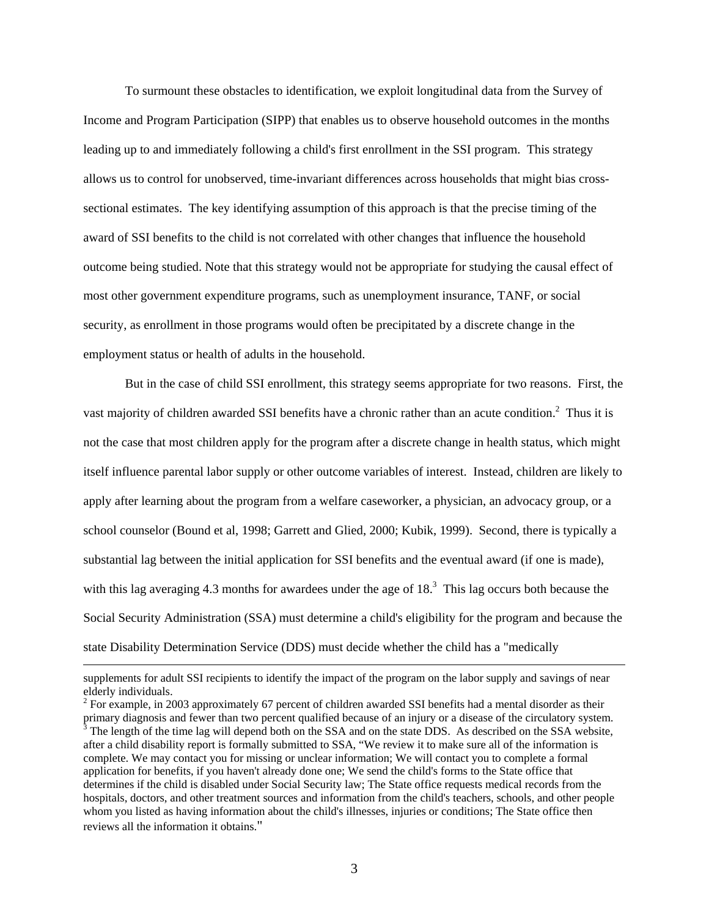To surmount these obstacles to identification, we exploit longitudinal data from the Survey of Income and Program Participation (SIPP) that enables us to observe household outcomes in the months leading up to and immediately following a child's first enrollment in the SSI program. This strategy allows us to control for unobserved, time-invariant differences across households that might bias cross-sectional estimates. The key identifying assumption of this approach is that the precise timing of the award of SSI benefits to the child is not correlated with other changes that influence the household outcome being studied. Note that this strategy would not be appropriate for studying the causal effect of most other government expenditure programs, such as unemployment insurance, TANF, or social security, as enrollment in those programs would often be precipitated by a discrete change in the employment status or health of adults in the household.

But in the case of child SSI enrollment, this strategy seems appropriate for two reasons. First, the vast majority of children awarded SSI benefits have a chronic rather than an acute condition.[2] Thus it is not the case that most children apply for the program after a discrete change in health status, which might itself influence parental labor supply or other outcome variables of interest. Instead, children are likely to apply after learning about the program from a welfare caseworker, a physician, an advocacy group, or a school counselor (Bound et al, 1998; Garrett and Glied, 2000; Kubik, 1999). Second, there is typically a substantial lag between the initial application for SSI benefits and the eventual award (if one is made), with this lag averaging 4.3 months for awardees under the age of 18.[3] This lag occurs both because the Social Security Administration (SSA) must determine a child's eligibility for the program and because the state Disability Determination Service (DDS) must decide whether the child has a "medically

---

supplements for adult SSI recipients to identify the impact of the program on the labor supply and savings of near elderly individuals.

[2] For example, in 2003 approximately 67 percent of children awarded SSI benefits had a mental disorder as their primary diagnosis and fewer than two percent qualified because of an injury or a disease of the circulatory system.

[3] The length of the time lag will depend both on the SSA and on the state DDS. As described on the SSA website, after a child disability report is formally submitted to SSA, "We review it to make sure all of the information is complete. We may contact you for missing or unclear information; We will contact you to complete a formal application for benefits, if you haven't already done one; We send the child's forms to the State office that determines if the child is disabled under Social Security law; The State office requests medical records from the hospitals, doctors, and other treatment sources and information from the child's teachers, schools, and other people whom you listed as having information about the child's illnesses, injuries or conditions; The State office then reviews all the information it obtains."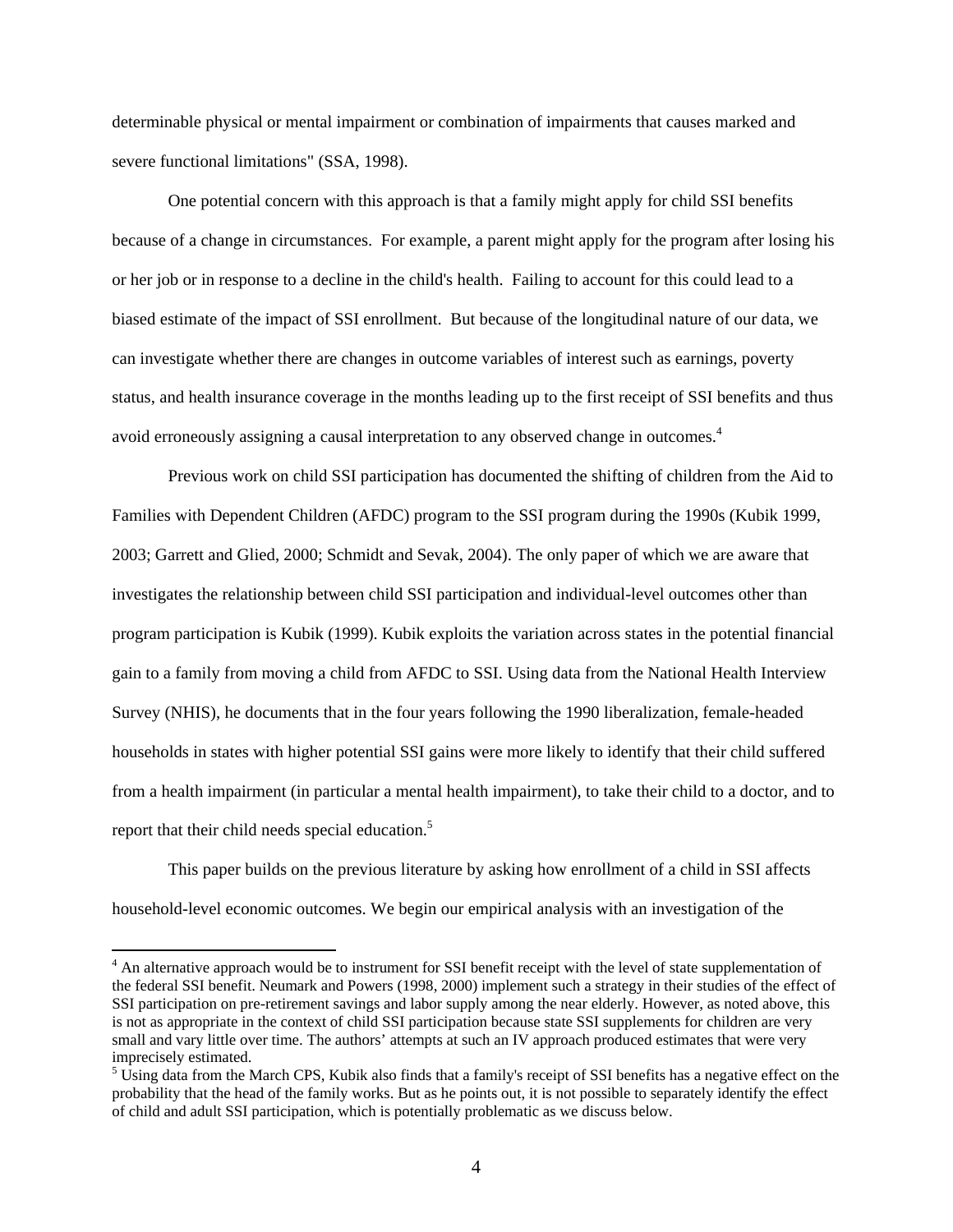determinable physical or mental impairment or combination of impairments that causes marked and severe functional limitations" (SSA, 1998).

One potential concern with this approach is that a family might apply for child SSI benefits because of a change in circumstances. For example, a parent might apply for the program after losing his or her job or in response to a decline in the child's health. Failing to account for this could lead to a biased estimate of the impact of SSI enrollment. But because of the longitudinal nature of our data, we can investigate whether there are changes in outcome variables of interest such as earnings, poverty status, and health insurance coverage in the months leading up to the first receipt of SSI benefits and thus avoid erroneously assigning a causal interpretation to any observed change in outcomes.[4]

Previous work on child SSI participation has documented the shifting of children from the Aid to Families with Dependent Children (AFDC) program to the SSI program during the 1990s (Kubik 1999, 2003; Garrett and Glied, 2000; Schmidt and Sevak, 2004). The only paper of which we are aware that investigates the relationship between child SSI participation and individual-level outcomes other than program participation is Kubik (1999). Kubik exploits the variation across states in the potential financial gain to a family from moving a child from AFDC to SSI. Using data from the National Health Interview Survey (NHIS), he documents that in the four years following the 1990 liberalization, female-headed households in states with higher potential SSI gains were more likely to identify that their child suffered from a health impairment (in particular a mental health impairment), to take their child to a doctor, and to report that their child needs special education.[5]

This paper builds on the previous literature by asking how enrollment of a child in SSI affects household-level economic outcomes. We begin our empirical analysis with an investigation of the

---

[4] An alternative approach would be to instrument for SSI benefit receipt with the level of state supplementation of the federal SSI benefit. Neumark and Powers (1998, 2000) implement such a strategy in their studies of the effect of SSI participation on pre-retirement savings and labor supply among the near elderly. However, as noted above, this is not as appropriate in the context of child SSI participation because state SSI supplements for children are very small and vary little over time. The authors' attempts at such an IV approach produced estimates that were very imprecisely estimated.

[5] Using data from the March CPS, Kubik also finds that a family's receipt of SSI benefits has a negative effect on the probability that the head of the family works. But as he points out, it is not possible to separately identify the effect of child and adult SSI participation, which is potentially problematic as we discuss below.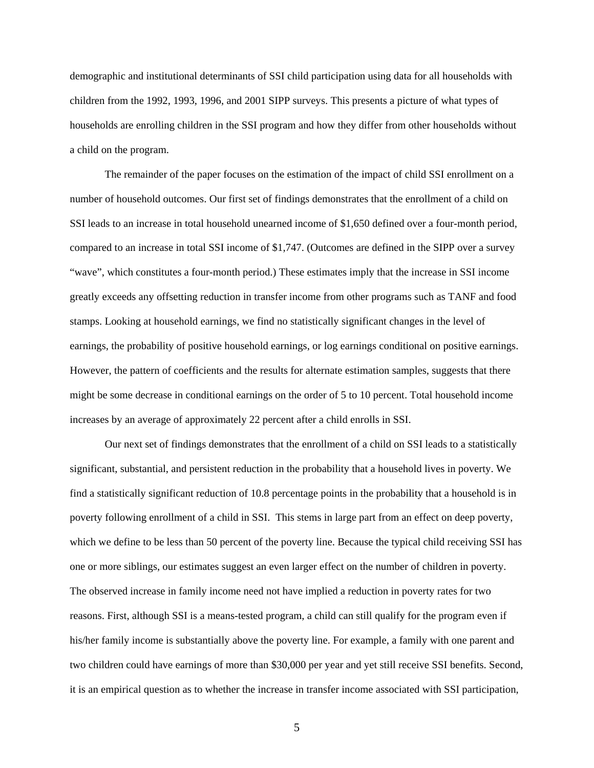demographic and institutional determinants of SSI child participation using data for all households with children from the 1992, 1993, 1996, and 2001 SIPP surveys. This presents a picture of what types of households are enrolling children in the SSI program and how they differ from other households without a child on the program.

The remainder of the paper focuses on the estimation of the impact of child SSI enrollment on a number of household outcomes. Our first set of findings demonstrates that the enrollment of a child on SSI leads to an increase in total household unearned income of $1,650 defined over a four-month period, compared to an increase in total SSI income of $1,747. (Outcomes are defined in the SIPP over a survey "wave", which constitutes a four-month period.) These estimates imply that the increase in SSI income greatly exceeds any offsetting reduction in transfer income from other programs such as TANF and food stamps. Looking at household earnings, we find no statistically significant changes in the level of earnings, the probability of positive household earnings, or log earnings conditional on positive earnings. However, the pattern of coefficients and the results for alternate estimation samples, suggests that there might be some decrease in conditional earnings on the order of 5 to 10 percent. Total household income increases by an average of approximately 22 percent after a child enrolls in SSI.

Our next set of findings demonstrates that the enrollment of a child on SSI leads to a statistically significant, substantial, and persistent reduction in the probability that a household lives in poverty. We find a statistically significant reduction of 10.8 percentage points in the probability that a household is in poverty following enrollment of a child in SSI. This stems in large part from an effect on deep poverty, which we define to be less than 50 percent of the poverty line. Because the typical child receiving SSI has one or more siblings, our estimates suggest an even larger effect on the number of children in poverty. The observed increase in family income need not have implied a reduction in poverty rates for two reasons. First, although SSI is a means-tested program, a child can still qualify for the program even if his/her family income is substantially above the poverty line. For example, a family with one parent and two children could have earnings of more than $30,000 per year and yet still receive SSI benefits. Second, it is an empirical question as to whether the increase in transfer income associated with SSI participation,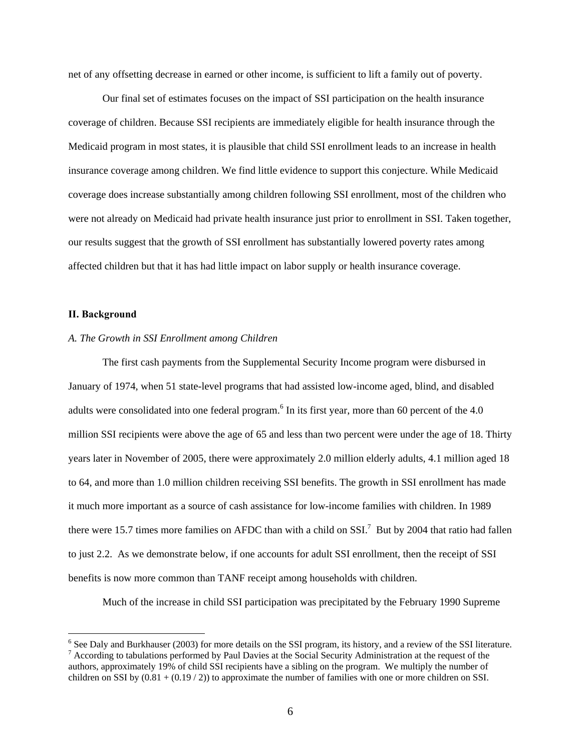net of any offsetting decrease in earned or other income, is sufficient to lift a family out of poverty.

Our final set of estimates focuses on the impact of SSI participation on the health insurance coverage of children. Because SSI recipients are immediately eligible for health insurance through the Medicaid program in most states, it is plausible that child SSI enrollment leads to an increase in health insurance coverage among children. We find little evidence to support this conjecture. While Medicaid coverage does increase substantially among children following SSI enrollment, most of the children who were not already on Medicaid had private health insurance just prior to enrollment in SSI. Taken together, our results suggest that the growth of SSI enrollment has substantially lowered poverty rates among affected children but that it has had little impact on labor supply or health insurance coverage.

## II. Background

### *A. The Growth in SSI Enrollment among Children*

The first cash payments from the Supplemental Security Income program were disbursed in January of 1974, when 51 state-level programs that had assisted low-income aged, blind, and disabled adults were consolidated into one federal program.[6] In its first year, more than 60 percent of the 4.0 million SSI recipients were above the age of 65 and less than two percent were under the age of 18. Thirty years later in November of 2005, there were approximately 2.0 million elderly adults, 4.1 million aged 18 to 64, and more than 1.0 million children receiving SSI benefits. The growth in SSI enrollment has made it much more important as a source of cash assistance for low-income families with children. In 1989 there were 15.7 times more families on AFDC than with a child on SSI.[7] But by 2004 that ratio had fallen to just 2.2. As we demonstrate below, if one accounts for adult SSI enrollment, then the receipt of SSI benefits is now more common than TANF receipt among households with children.

Much of the increase in child SSI participation was precipitated by the February 1990 Supreme

---

[6] See Daly and Burkhauser (2003) for more details on the SSI program, its history, and a review of the SSI literature.

[7] According to tabulations performed by Paul Davies at the Social Security Administration at the request of the authors, approximately 19% of child SSI recipients have a sibling on the program. We multiply the number of children on SSI by $(0.81 + (0.19 / 2))$ to approximate the number of families with one or more children on SSI.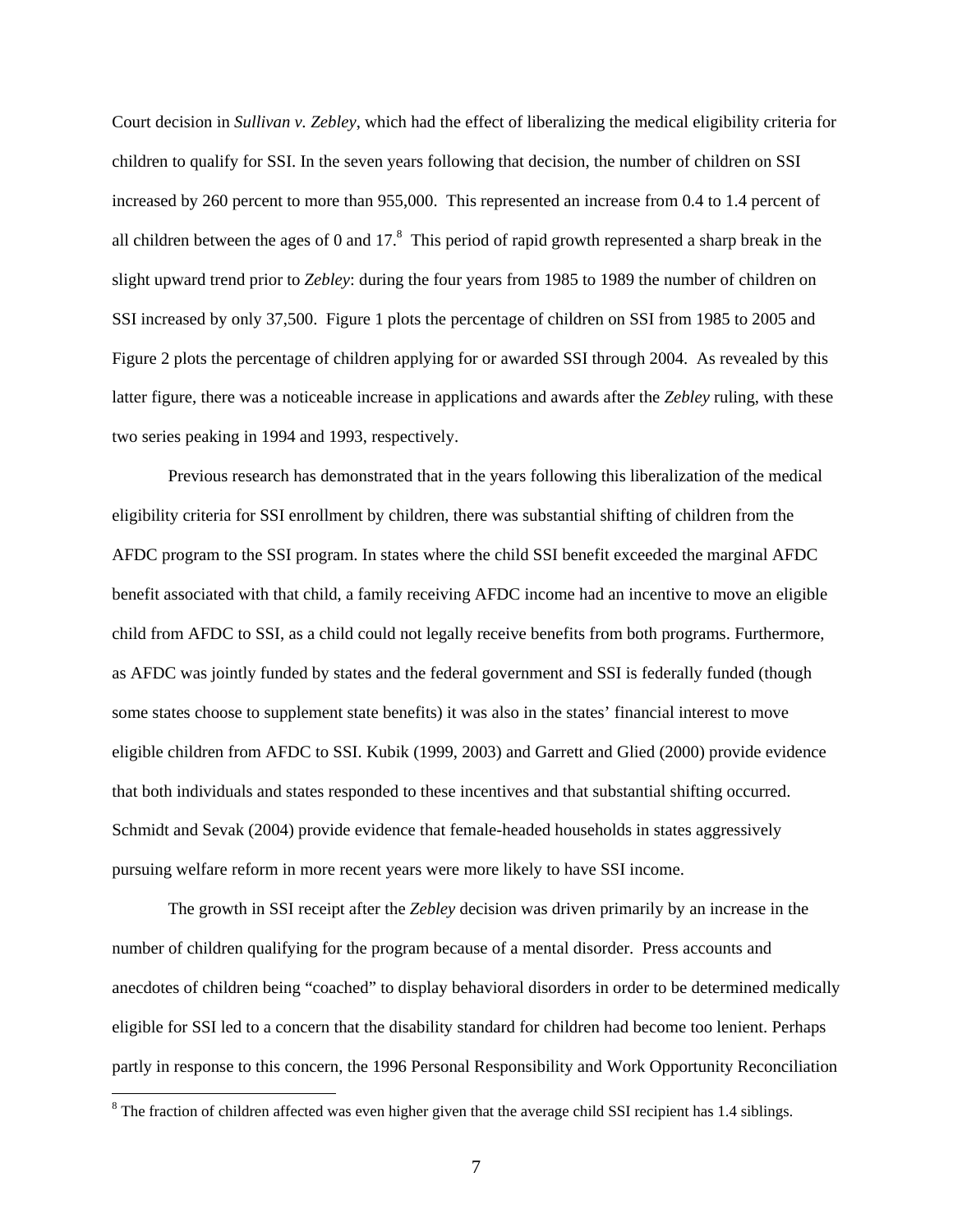Court decision in *Sullivan v. Zebley*, which had the effect of liberalizing the medical eligibility criteria for children to qualify for SSI. In the seven years following that decision, the number of children on SSI increased by 260 percent to more than 955,000. This represented an increase from 0.4 to 1.4 percent of all children between the ages of 0 and 17.[8] This period of rapid growth represented a sharp break in the slight upward trend prior to *Zebley*: during the four years from 1985 to 1989 the number of children on SSI increased by only 37,500. Figure 1 plots the percentage of children on SSI from 1985 to 2005 and Figure 2 plots the percentage of children applying for or awarded SSI through 2004. As revealed by this latter figure, there was a noticeable increase in applications and awards after the *Zebley* ruling, with these two series peaking in 1994 and 1993, respectively.

Previous research has demonstrated that in the years following this liberalization of the medical eligibility criteria for SSI enrollment by children, there was substantial shifting of children from the AFDC program to the SSI program. In states where the child SSI benefit exceeded the marginal AFDC benefit associated with that child, a family receiving AFDC income had an incentive to move an eligible child from AFDC to SSI, as a child could not legally receive benefits from both programs. Furthermore, as AFDC was jointly funded by states and the federal government and SSI is federally funded (though some states choose to supplement state benefits) it was also in the states' financial interest to move eligible children from AFDC to SSI. Kubik (1999, 2003) and Garrett and Glied (2000) provide evidence that both individuals and states responded to these incentives and that substantial shifting occurred. Schmidt and Sevak (2004) provide evidence that female-headed households in states aggressively pursuing welfare reform in more recent years were more likely to have SSI income.

The growth in SSI receipt after the *Zebley* decision was driven primarily by an increase in the number of children qualifying for the program because of a mental disorder. Press accounts and anecdotes of children being "coached" to display behavioral disorders in order to be determined medically eligible for SSI led to a concern that the disability standard for children had become too lenient. Perhaps partly in response to this concern, the 1996 Personal Responsibility and Work Opportunity Reconciliation

[8] The fraction of children affected was even higher given that the average child SSI recipient has 1.4 siblings.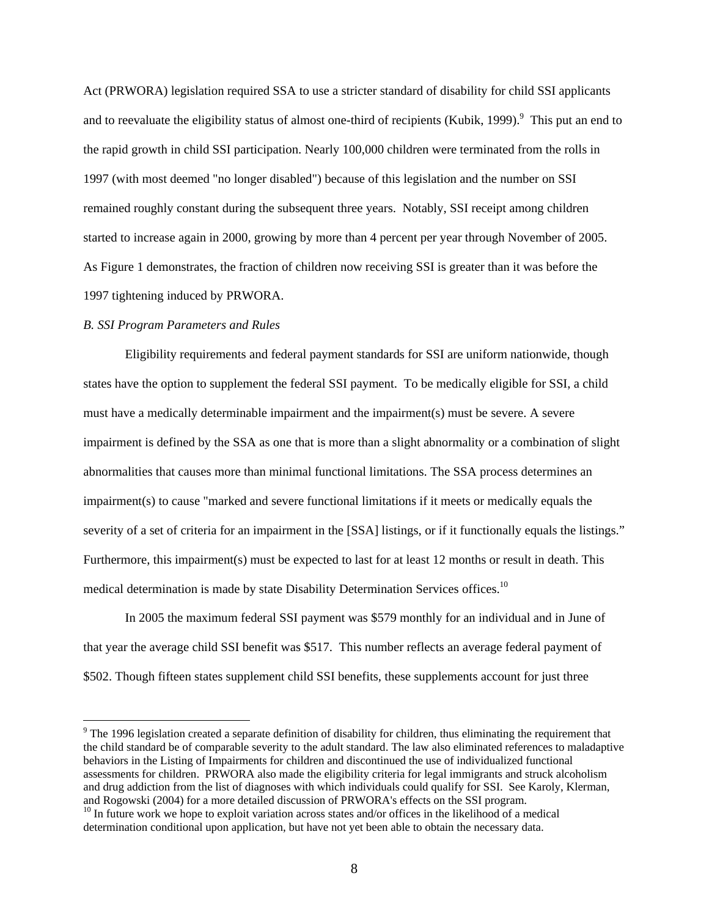Act (PRWORA) legislation required SSA to use a stricter standard of disability for child SSI applicants and to reevaluate the eligibility status of almost one-third of recipients (Kubik, 1999).[9] This put an end to the rapid growth in child SSI participation. Nearly 100,000 children were terminated from the rolls in 1997 (with most deemed "no longer disabled") because of this legislation and the number on SSI remained roughly constant during the subsequent three years. Notably, SSI receipt among children started to increase again in 2000, growing by more than 4 percent per year through November of 2005. As Figure 1 demonstrates, the fraction of children now receiving SSI is greater than it was before the 1997 tightening induced by PRWORA.

*B. SSI Program Parameters and Rules*

Eligibility requirements and federal payment standards for SSI are uniform nationwide, though states have the option to supplement the federal SSI payment. To be medically eligible for SSI, a child must have a medically determinable impairment and the impairment(s) must be severe. A severe impairment is defined by the SSA as one that is more than a slight abnormality or a combination of slight abnormalities that causes more than minimal functional limitations. The SSA process determines an impairment(s) to cause "marked and severe functional limitations if it meets or medically equals the severity of a set of criteria for an impairment in the [SSA] listings, or if it functionally equals the listings." Furthermore, this impairment(s) must be expected to last for at least 12 months or result in death. This medical determination is made by state Disability Determination Services offices.[10]

In 2005 the maximum federal SSI payment was $579 monthly for an individual and in June of that year the average child SSI benefit was $517. This number reflects an average federal payment of $502. Though fifteen states supplement child SSI benefits, these supplements account for just three

---

[9] The 1996 legislation created a separate definition of disability for children, thus eliminating the requirement that the child standard be of comparable severity to the adult standard. The law also eliminated references to maladaptive behaviors in the Listing of Impairments for children and discontinued the use of individualized functional assessments for children. PRWORA also made the eligibility criteria for legal immigrants and struck alcoholism and drug addiction from the list of diagnoses with which individuals could qualify for SSI. See Karoly, Klerman, and Rogowski (2004) for a more detailed discussion of PRWORA's effects on the SSI program.

[10] In future work we hope to exploit variation across states and/or offices in the likelihood of a medical determination conditional upon application, but have not yet been able to obtain the necessary data.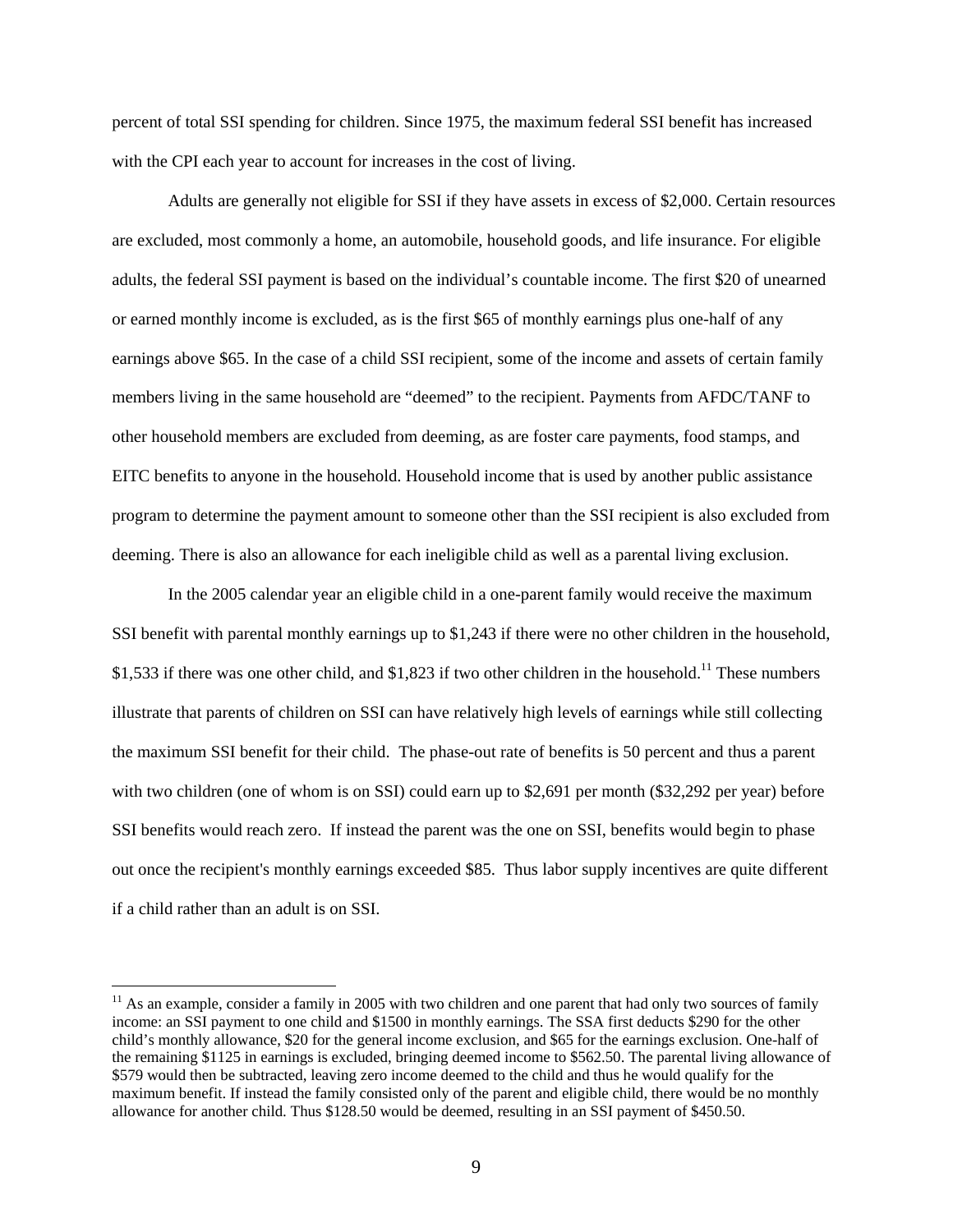percent of total SSI spending for children. Since 1975, the maximum federal SSI benefit has increased with the CPI each year to account for increases in the cost of living.

Adults are generally not eligible for SSI if they have assets in excess of $2,000. Certain resources are excluded, most commonly a home, an automobile, household goods, and life insurance. For eligible adults, the federal SSI payment is based on the individual's countable income. The first $20 of unearned or earned monthly income is excluded, as is the first $65 of monthly earnings plus one-half of any earnings above $65. In the case of a child SSI recipient, some of the income and assets of certain family members living in the same household are "deemed" to the recipient. Payments from AFDC/TANF to other household members are excluded from deeming, as are foster care payments, food stamps, and EITC benefits to anyone in the household. Household income that is used by another public assistance program to determine the payment amount to someone other than the SSI recipient is also excluded from deeming. There is also an allowance for each ineligible child as well as a parental living exclusion.

In the 2005 calendar year an eligible child in a one-parent family would receive the maximum SSI benefit with parental monthly earnings up to $1,243 if there were no other children in the household, $1,533 if there was one other child, and $1,823 if two other children in the household.[11] These numbers illustrate that parents of children on SSI can have relatively high levels of earnings while still collecting the maximum SSI benefit for their child. The phase-out rate of benefits is 50 percent and thus a parent with two children (one of whom is on SSI) could earn up to $2,691 per month ($32,292 per year) before SSI benefits would reach zero. If instead the parent was the one on SSI, benefits would begin to phase out once the recipient's monthly earnings exceeded $85. Thus labor supply incentives are quite different if a child rather than an adult is on SSI.

---

[11] As an example, consider a family in 2005 with two children and one parent that had only two sources of family income: an SSI payment to one child and $1500 in monthly earnings. The SSA first deducts $290 for the other child's monthly allowance, $20 for the general income exclusion, and $65 for the earnings exclusion. One-half of the remaining $1125 in earnings is excluded, bringing deemed income to $562.50. The parental living allowance of $579 would then be subtracted, leaving zero income deemed to the child and thus he would qualify for the maximum benefit. If instead the family consisted only of the parent and eligible child, there would be no monthly allowance for another child. Thus $128.50 would be deemed, resulting in an SSI payment of $450.50.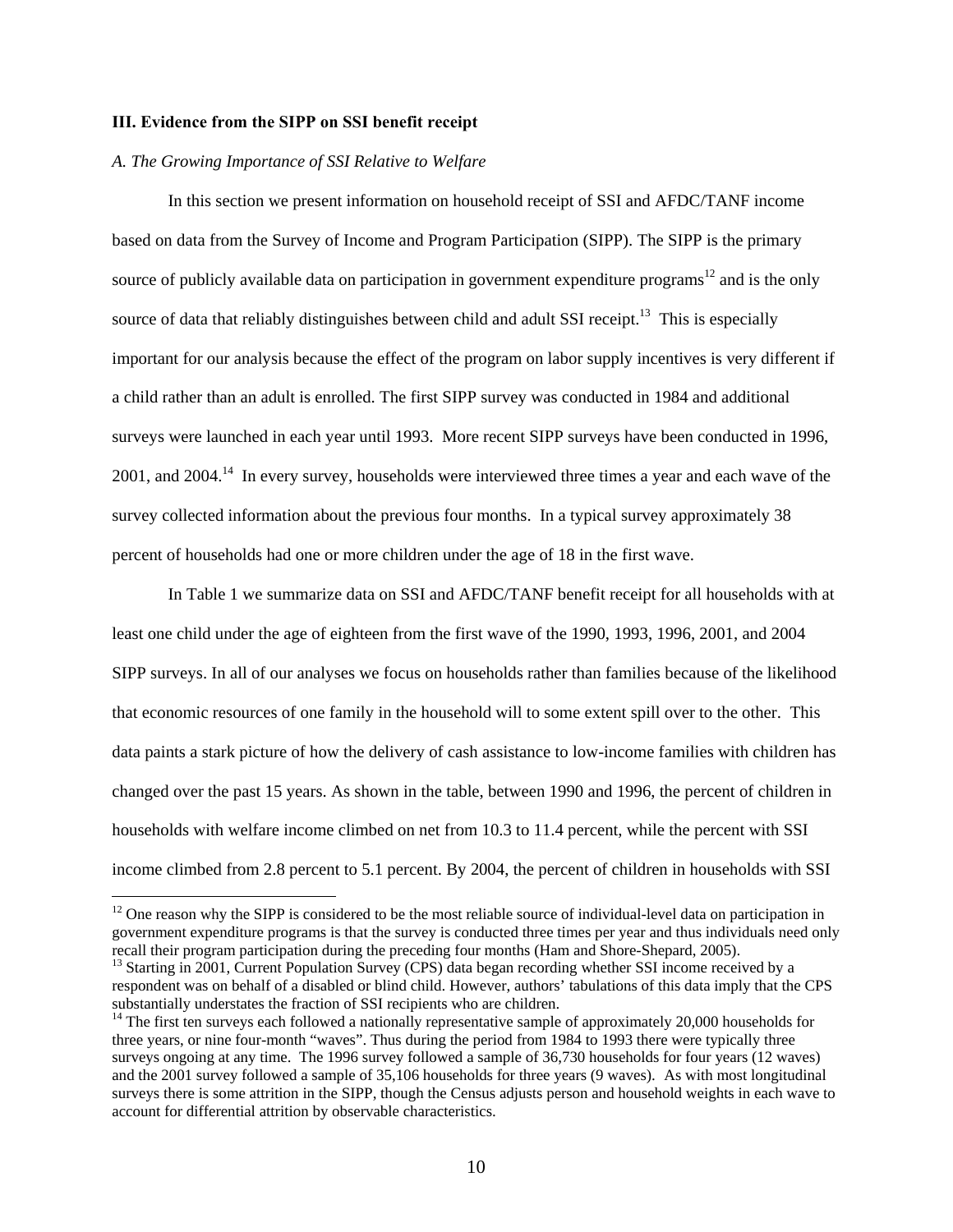### III. Evidence from the SIPP on SSI benefit receipt

*A. The Growing Importance of SSI Relative to Welfare*

In this section we present information on household receipt of SSI and AFDC/TANF income based on data from the Survey of Income and Program Participation (SIPP). The SIPP is the primary source of publicly available data on participation in government expenditure programs[12] and is the only source of data that reliably distinguishes between child and adult SSI receipt.[13] This is especially important for our analysis because the effect of the program on labor supply incentives is very different if a child rather than an adult is enrolled. The first SIPP survey was conducted in 1984 and additional surveys were launched in each year until 1993. More recent SIPP surveys have been conducted in 1996, 2001, and 2004.[14] In every survey, households were interviewed three times a year and each wave of the survey collected information about the previous four months. In a typical survey approximately 38 percent of households had one or more children under the age of 18 in the first wave.

In Table 1 we summarize data on SSI and AFDC/TANF benefit receipt for all households with at least one child under the age of eighteen from the first wave of the 1990, 1993, 1996, 2001, and 2004 SIPP surveys. In all of our analyses we focus on households rather than families because of the likelihood that economic resources of one family in the household will to some extent spill over to the other. This data paints a stark picture of how the delivery of cash assistance to low-income families with children has changed over the past 15 years. As shown in the table, between 1990 and 1996, the percent of children in households with welfare income climbed on net from 10.3 to 11.4 percent, while the percent with SSI income climbed from 2.8 percent to 5.1 percent. By 2004, the percent of children in households with SSI

---

[12] One reason why the SIPP is considered to be the most reliable source of individual-level data on participation in government expenditure programs is that the survey is conducted three times per year and thus individuals need only recall their program participation during the preceding four months (Ham and Shore-Shepard, 2005).

[13] Starting in 2001, Current Population Survey (CPS) data began recording whether SSI income received by a respondent was on behalf of a disabled or blind child. However, authors' tabulations of this data imply that the CPS substantially understates the fraction of SSI recipients who are children.

[14] The first ten surveys each followed a nationally representative sample of approximately 20,000 households for three years, or nine four-month "waves". Thus during the period from 1984 to 1993 there were typically three surveys ongoing at any time. The 1996 survey followed a sample of 36,730 households for four years (12 waves) and the 2001 survey followed a sample of 35,106 households for three years (9 waves). As with most longitudinal surveys there is some attrition in the SIPP, though the Census adjusts person and household weights in each wave to account for differential attrition by observable characteristics.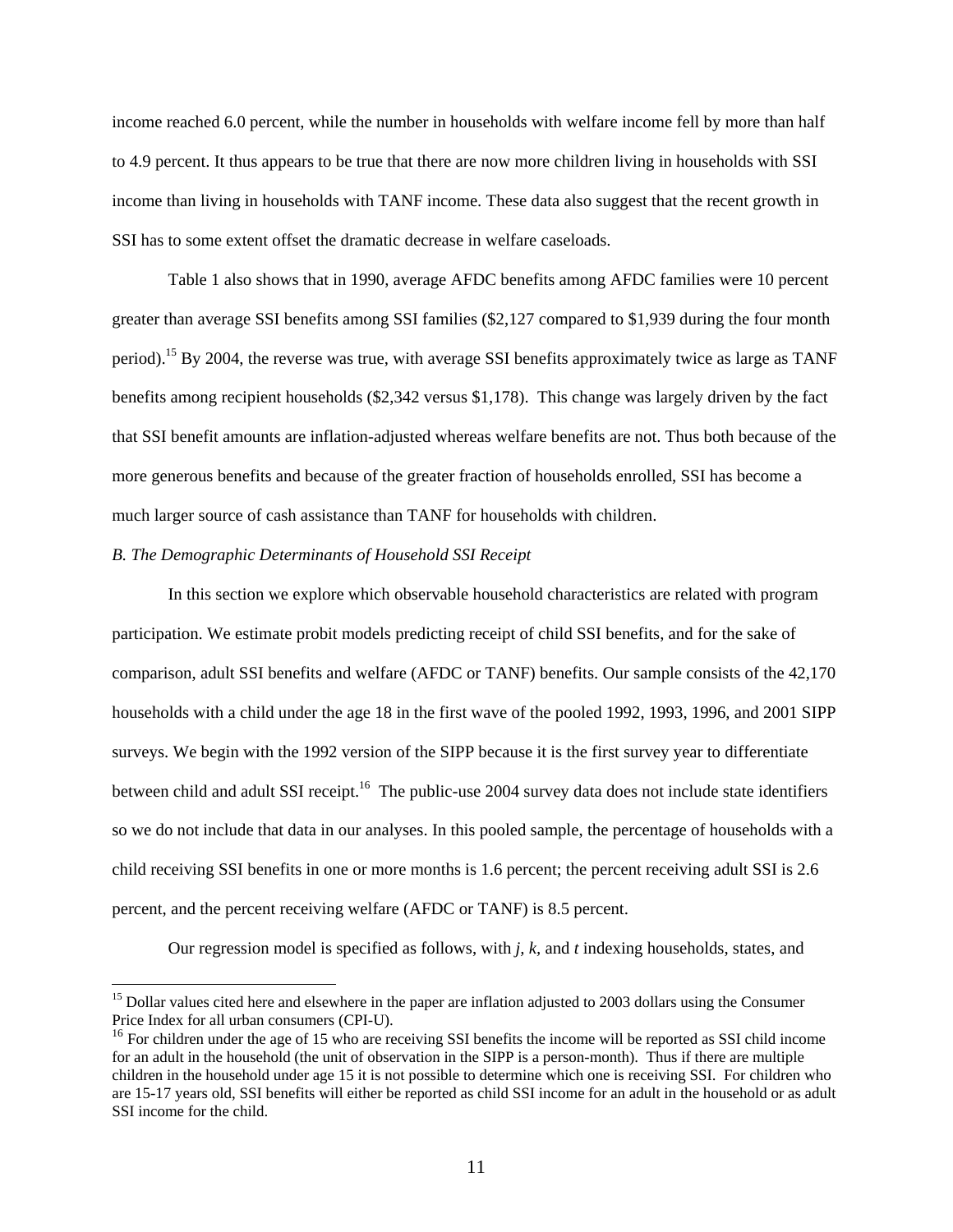income reached 6.0 percent, while the number in households with welfare income fell by more than half to 4.9 percent. It thus appears to be true that there are now more children living in households with SSI income than living in households with TANF income. These data also suggest that the recent growth in SSI has to some extent offset the dramatic decrease in welfare caseloads.

Table 1 also shows that in 1990, average AFDC benefits among AFDC families were 10 percent greater than average SSI benefits among SSI families ($2,127 compared to $1,939 during the four month period).[15] By 2004, the reverse was true, with average SSI benefits approximately twice as large as TANF benefits among recipient households ($2,342 versus $1,178). This change was largely driven by the fact that SSI benefit amounts are inflation-adjusted whereas welfare benefits are not. Thus both because of the more generous benefits and because of the greater fraction of households enrolled, SSI has become a much larger source of cash assistance than TANF for households with children.

*B. The Demographic Determinants of Household SSI Receipt*

In this section we explore which observable household characteristics are related with program participation. We estimate probit models predicting receipt of child SSI benefits, and for the sake of comparison, adult SSI benefits and welfare (AFDC or TANF) benefits. Our sample consists of the 42,170 households with a child under the age 18 in the first wave of the pooled 1992, 1993, 1996, and 2001 SIPP surveys. We begin with the 1992 version of the SIPP because it is the first survey year to differentiate between child and adult SSI receipt.[16] The public-use 2004 survey data does not include state identifiers so we do not include that data in our analyses. In this pooled sample, the percentage of households with a child receiving SSI benefits in one or more months is 1.6 percent; the percent receiving adult SSI is 2.6 percent, and the percent receiving welfare (AFDC or TANF) is 8.5 percent.

Our regression model is specified as follows, with *j*, *k*, and *t* indexing households, states, and

---

[15] Dollar values cited here and elsewhere in the paper are inflation adjusted to 2003 dollars using the Consumer Price Index for all urban consumers (CPI-U).

[16] For children under the age of 15 who are receiving SSI benefits the income will be reported as SSI child income for an adult in the household (the unit of observation in the SIPP is a person-month). Thus if there are multiple children in the household under age 15 it is not possible to determine which one is receiving SSI. For children who are 15-17 years old, SSI benefits will either be reported as child SSI income for an adult in the household or as adult SSI income for the child.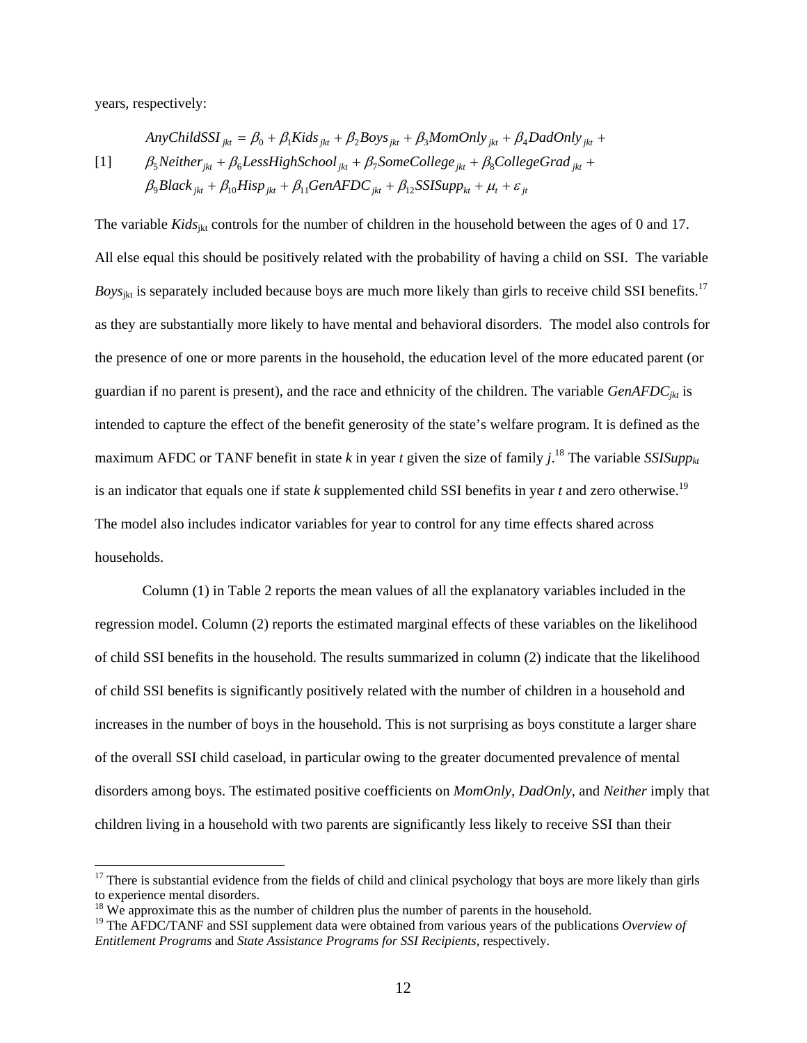years, respectively:

$$
\begin{aligned}
AnyChildSSI_{jkt} = {} & \beta_0 + \beta_1 Kids_{jkt} + \beta_2 Boys_{jkt} + \beta_3 MomOnly_{jkt} + \beta_4 DadOnly_{jkt} + \\
& \beta_5 Neither_{jkt} + \beta_6 LessHighSchool_{jkt} + \beta_7 SomeCollege_{jkt} + \beta_8 CollegeGrad_{jkt} + \\
& \beta_9 Black_{jkt} + \beta_{10} Hisp_{jkt} + \beta_{11} GenAFDC_{jkt} + \beta_{12} SSISupp_{kt} + \mu_t + \varepsilon_{jt}
\end{aligned} \qquad [1]
$$

The variable $Kids_{jkt}$ controls for the number of children in the household between the ages of 0 and 17. All else equal this should be positively related with the probability of having a child on SSI. The variable $Boys_{jkt}$ is separately included because boys are much more likely than girls to receive child SSI benefits.[17] as they are substantially more likely to have mental and behavioral disorders. The model also controls for the presence of one or more parents in the household, the education level of the more educated parent (or guardian if no parent is present), and the race and ethnicity of the children. The variable $GenAFDC_{jkt}$ is intended to capture the effect of the benefit generosity of the state's welfare program. It is defined as the maximum AFDC or TANF benefit in state $k$ in year $t$ given the size of family $j$.[18] The variable $SSISupp_{kt}$ is an indicator that equals one if state $k$ supplemented child SSI benefits in year $t$ and zero otherwise.[19] The model also includes indicator variables for year to control for any time effects shared across households.

Column (1) in Table 2 reports the mean values of all the explanatory variables included in the regression model. Column (2) reports the estimated marginal effects of these variables on the likelihood of child SSI benefits in the household. The results summarized in column (2) indicate that the likelihood of child SSI benefits is significantly positively related with the number of children in a household and increases in the number of boys in the household. This is not surprising as boys constitute a larger share of the overall SSI child caseload, in particular owing to the greater documented prevalence of mental disorders among boys. The estimated positive coefficients on *MomOnly*, *DadOnly*, and *Neither* imply that children living in a household with two parents are significantly less likely to receive SSI than their

---

[17] There is substantial evidence from the fields of child and clinical psychology that boys are more likely than girls to experience mental disorders.

[18] We approximate this as the number of children plus the number of parents in the household.

[19] The AFDC/TANF and SSI supplement data were obtained from various years of the publications *Overview of Entitlement Programs* and *State Assistance Programs for SSI Recipients*, respectively.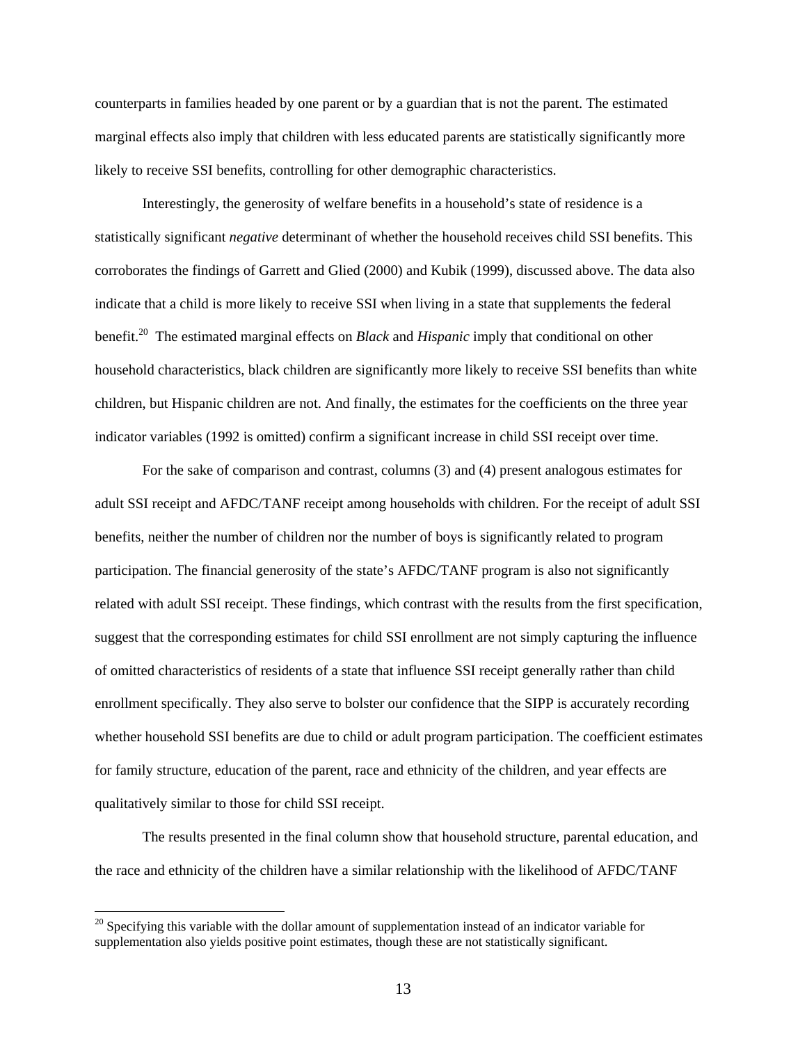counterparts in families headed by one parent or by a guardian that is not the parent. The estimated marginal effects also imply that children with less educated parents are statistically significantly more likely to receive SSI benefits, controlling for other demographic characteristics.

Interestingly, the generosity of welfare benefits in a household's state of residence is a statistically significant *negative* determinant of whether the household receives child SSI benefits. This corroborates the findings of Garrett and Glied (2000) and Kubik (1999), discussed above. The data also indicate that a child is more likely to receive SSI when living in a state that supplements the federal benefit.[20] The estimated marginal effects on *Black* and *Hispanic* imply that conditional on other household characteristics, black children are significantly more likely to receive SSI benefits than white children, but Hispanic children are not. And finally, the estimates for the coefficients on the three year indicator variables (1992 is omitted) confirm a significant increase in child SSI receipt over time.

For the sake of comparison and contrast, columns (3) and (4) present analogous estimates for adult SSI receipt and AFDC/TANF receipt among households with children. For the receipt of adult SSI benefits, neither the number of children nor the number of boys is significantly related to program participation. The financial generosity of the state's AFDC/TANF program is also not significantly related with adult SSI receipt. These findings, which contrast with the results from the first specification, suggest that the corresponding estimates for child SSI enrollment are not simply capturing the influence of omitted characteristics of residents of a state that influence SSI receipt generally rather than child enrollment specifically. They also serve to bolster our confidence that the SIPP is accurately recording whether household SSI benefits are due to child or adult program participation. The coefficient estimates for family structure, education of the parent, race and ethnicity of the children, and year effects are qualitatively similar to those for child SSI receipt.

The results presented in the final column show that household structure, parental education, and the race and ethnicity of the children have a similar relationship with the likelihood of AFDC/TANF

[20] Specifying this variable with the dollar amount of supplementation instead of an indicator variable for supplementation also yields positive point estimates, though these are not statistically significant.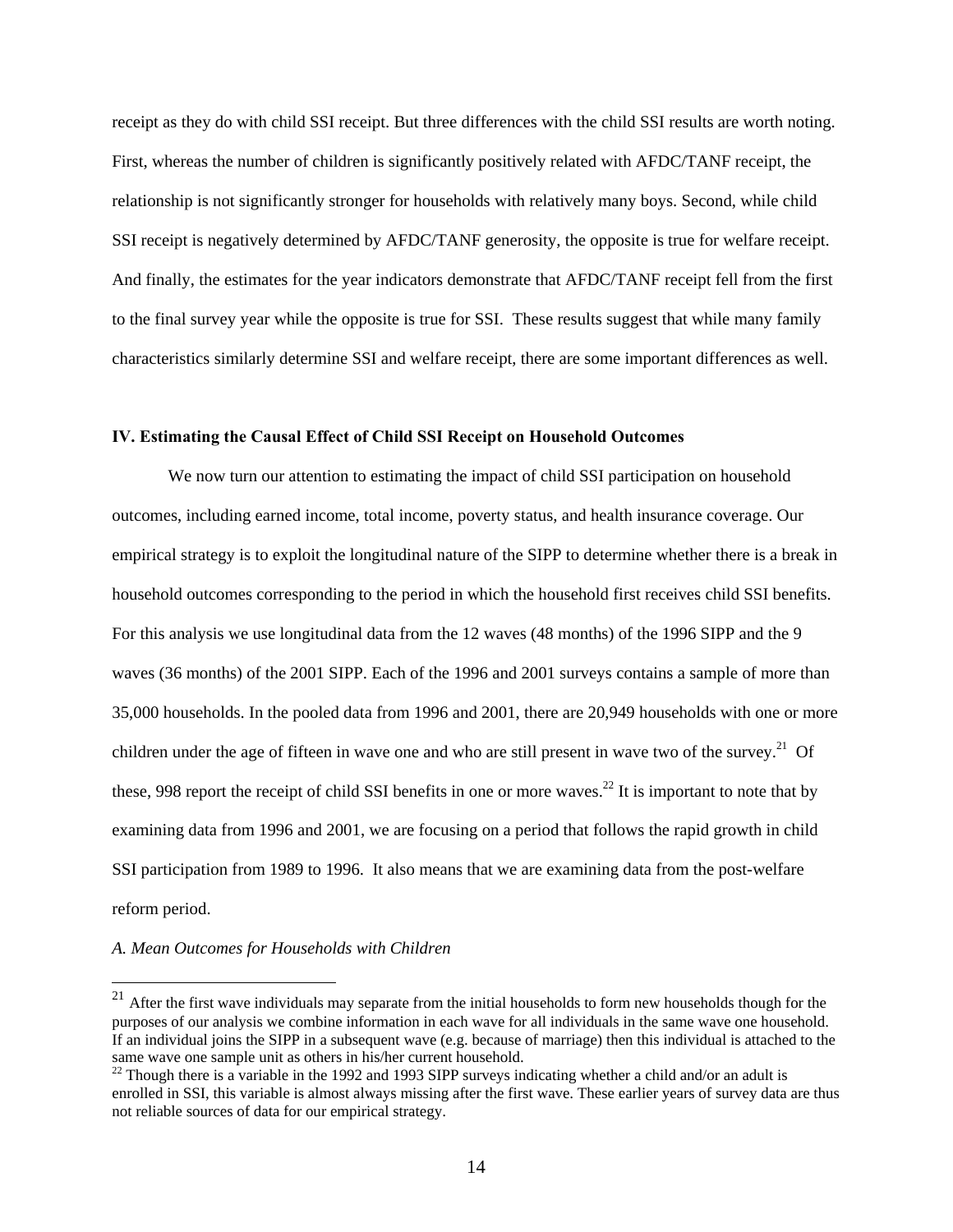receipt as they do with child SSI receipt. But three differences with the child SSI results are worth noting. First, whereas the number of children is significantly positively related with AFDC/TANF receipt, the relationship is not significantly stronger for households with relatively many boys. Second, while child SSI receipt is negatively determined by AFDC/TANF generosity, the opposite is true for welfare receipt. And finally, the estimates for the year indicators demonstrate that AFDC/TANF receipt fell from the first to the final survey year while the opposite is true for SSI. These results suggest that while many family characteristics similarly determine SSI and welfare receipt, there are some important differences as well.

## IV. Estimating the Causal Effect of Child SSI Receipt on Household Outcomes

We now turn our attention to estimating the impact of child SSI participation on household outcomes, including earned income, total income, poverty status, and health insurance coverage. Our empirical strategy is to exploit the longitudinal nature of the SIPP to determine whether there is a break in household outcomes corresponding to the period in which the household first receives child SSI benefits. For this analysis we use longitudinal data from the 12 waves (48 months) of the 1996 SIPP and the 9 waves (36 months) of the 2001 SIPP. Each of the 1996 and 2001 surveys contains a sample of more than 35,000 households. In the pooled data from 1996 and 2001, there are 20,949 households with one or more children under the age of fifteen in wave one and who are still present in wave two of the survey.[21] Of these, 998 report the receipt of child SSI benefits in one or more waves.[22] It is important to note that by examining data from 1996 and 2001, we are focusing on a period that follows the rapid growth in child SSI participation from 1989 to 1996. It also means that we are examining data from the post-welfare reform period.

### *A. Mean Outcomes for Households with Children*

[21] After the first wave individuals may separate from the initial households to form new households though for the purposes of our analysis we combine information in each wave for all individuals in the same wave one household. If an individual joins the SIPP in a subsequent wave (e.g. because of marriage) then this individual is attached to the same wave one sample unit as others in his/her current household.

[22] Though there is a variable in the 1992 and 1993 SIPP surveys indicating whether a child and/or an adult is enrolled in SSI, this variable is almost always missing after the first wave. These earlier years of survey data are thus not reliable sources of data for our empirical strategy.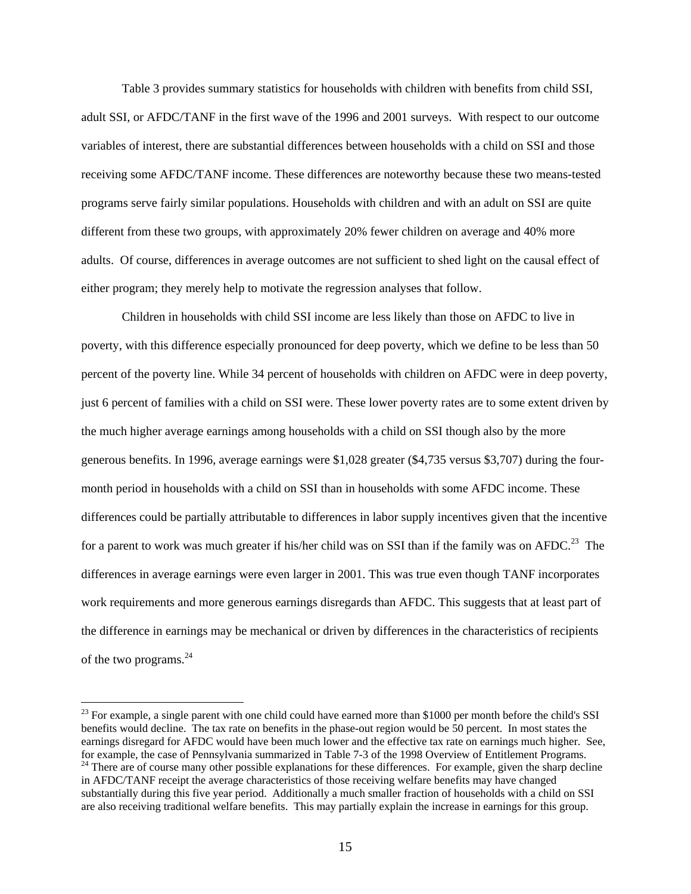Table 3 provides summary statistics for households with children with benefits from child SSI, adult SSI, or AFDC/TANF in the first wave of the 1996 and 2001 surveys. With respect to our outcome variables of interest, there are substantial differences between households with a child on SSI and those receiving some AFDC/TANF income. These differences are noteworthy because these two means-tested programs serve fairly similar populations. Households with children and with an adult on SSI are quite different from these two groups, with approximately 20% fewer children on average and 40% more adults. Of course, differences in average outcomes are not sufficient to shed light on the causal effect of either program; they merely help to motivate the regression analyses that follow.

Children in households with child SSI income are less likely than those on AFDC to live in poverty, with this difference especially pronounced for deep poverty, which we define to be less than 50 percent of the poverty line. While 34 percent of households with children on AFDC were in deep poverty, just 6 percent of families with a child on SSI were. These lower poverty rates are to some extent driven by the much higher average earnings among households with a child on SSI though also by the more generous benefits. In 1996, average earnings were $1,028 greater ($4,735 versus $3,707) during the four-month period in households with a child on SSI than in households with some AFDC income. These differences could be partially attributable to differences in labor supply incentives given that the incentive for a parent to work was much greater if his/her child was on SSI than if the family was on AFDC.[23] The differences in average earnings were even larger in 2001. This was true even though TANF incorporates work requirements and more generous earnings disregards than AFDC. This suggests that at least part of the difference in earnings may be mechanical or driven by differences in the characteristics of recipients of the two programs.[24]

---

[23] For example, a single parent with one child could have earned more than $1000 per month before the child's SSI benefits would decline. The tax rate on benefits in the phase-out region would be 50 percent. In most states the earnings disregard for AFDC would have been much lower and the effective tax rate on earnings much higher. See, for example, the case of Pennsylvania summarized in Table 7-3 of the 1998 Overview of Entitlement Programs.

[24] There are of course many other possible explanations for these differences. For example, given the sharp decline in AFDC/TANF receipt the average characteristics of those receiving welfare benefits may have changed substantially during this five year period. Additionally a much smaller fraction of households with a child on SSI are also receiving traditional welfare benefits. This may partially explain the increase in earnings for this group.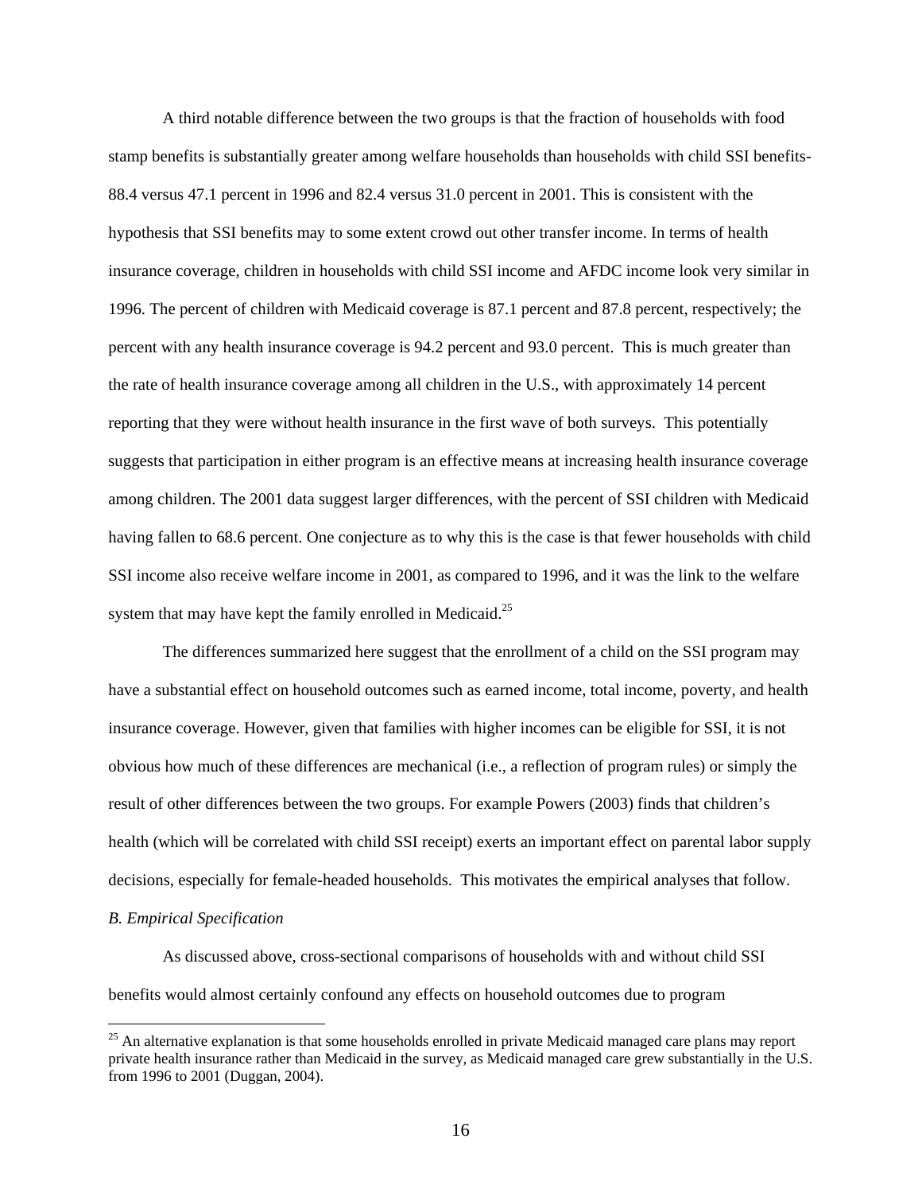A third notable difference between the two groups is that the fraction of households with food stamp benefits is substantially greater among welfare households than households with child SSI benefits- 88.4 versus 47.1 percent in 1996 and 82.4 versus 31.0 percent in 2001. This is consistent with the hypothesis that SSI benefits may to some extent crowd out other transfer income. In terms of health insurance coverage, children in households with child SSI income and AFDC income look very similar in 1996. The percent of children with Medicaid coverage is 87.1 percent and 87.8 percent, respectively; the percent with any health insurance coverage is 94.2 percent and 93.0 percent. This is much greater than the rate of health insurance coverage among all children in the U.S., with approximately 14 percent reporting that they were without health insurance in the first wave of both surveys. This potentially suggests that participation in either program is an effective means at increasing health insurance coverage among children. The 2001 data suggest larger differences, with the percent of SSI children with Medicaid having fallen to 68.6 percent. One conjecture as to why this is the case is that fewer households with child SSI income also receive welfare income in 2001, as compared to 1996, and it was the link to the welfare system that may have kept the family enrolled in Medicaid.[25]

The differences summarized here suggest that the enrollment of a child on the SSI program may have a substantial effect on household outcomes such as earned income, total income, poverty, and health insurance coverage. However, given that families with higher incomes can be eligible for SSI, it is not obvious how much of these differences are mechanical (i.e., a reflection of program rules) or simply the result of other differences between the two groups. For example Powers (2003) finds that children's health (which will be correlated with child SSI receipt) exerts an important effect on parental labor supply decisions, especially for female-headed households. This motivates the empirical analyses that follow.

*B. Empirical Specification*

As discussed above, cross-sectional comparisons of households with and without child SSI benefits would almost certainly confound any effects on household outcomes due to program

[25] An alternative explanation is that some households enrolled in private Medicaid managed care plans may report private health insurance rather than Medicaid in the survey, as Medicaid managed care grew substantially in the U.S. from 1996 to 2001 (Duggan, 2004).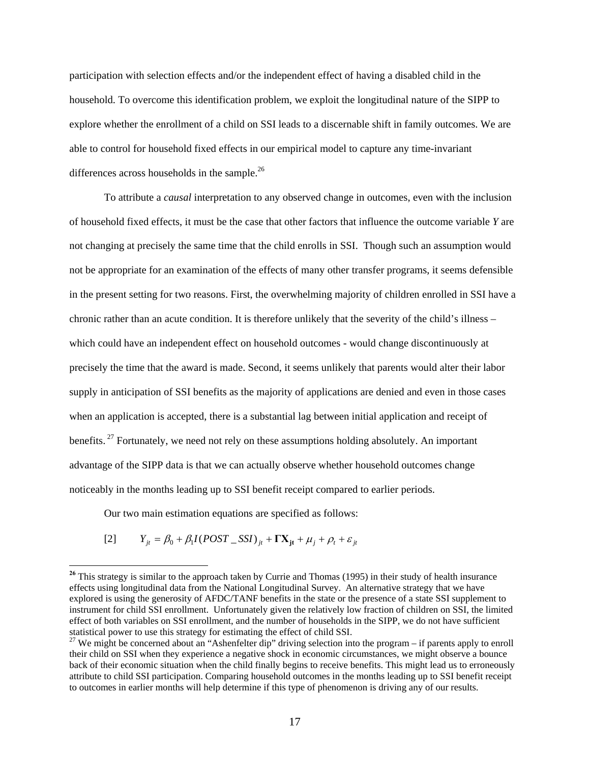participation with selection effects and/or the independent effect of having a disabled child in the household. To overcome this identification problem, we exploit the longitudinal nature of the SIPP to explore whether the enrollment of a child on SSI leads to a discernable shift in family outcomes. We are able to control for household fixed effects in our empirical model to capture any time-invariant differences across households in the sample.[26]

To attribute a *causal* interpretation to any observed change in outcomes, even with the inclusion of household fixed effects, it must be the case that other factors that influence the outcome variable *Y* are not changing at precisely the same time that the child enrolls in SSI. Though such an assumption would not be appropriate for an examination of the effects of many other transfer programs, it seems defensible in the present setting for two reasons. First, the overwhelming majority of children enrolled in SSI have a chronic rather than an acute condition. It is therefore unlikely that the severity of the child's illness – which could have an independent effect on household outcomes - would change discontinuously at precisely the time that the award is made. Second, it seems unlikely that parents would alter their labor supply in anticipation of SSI benefits as the majority of applications are denied and even in those cases when an application is accepted, there is a substantial lag between initial application and receipt of benefits.[27] Fortunately, we need not rely on these assumptions holding absolutely. An important advantage of the SIPP data is that we can actually observe whether household outcomes change noticeably in the months leading up to SSI benefit receipt compared to earlier periods.

Our two main estimation equations are specified as follows:

$$[2] \qquad Y_{jt} = \beta_0 + \beta_1 I(POST\_SSI)_{jt} + \mathbf{\Gamma X_{jt}} + \mu_j + \rho_t + \varepsilon_{jt}$$

---

[26] This strategy is similar to the approach taken by Currie and Thomas (1995) in their study of health insurance effects using longitudinal data from the National Longitudinal Survey. An alternative strategy that we have explored is using the generosity of AFDC/TANF benefits in the state or the presence of a state SSI supplement to instrument for child SSI enrollment. Unfortunately given the relatively low fraction of children on SSI, the limited effect of both variables on SSI enrollment, and the number of households in the SIPP, we do not have sufficient statistical power to use this strategy for estimating the effect of child SSI.

[27] We might be concerned about an "Ashenfelter dip" driving selection into the program – if parents apply to enroll their child on SSI when they experience a negative shock in economic circumstances, we might observe a bounce back of their economic situation when the child finally begins to receive benefits. This might lead us to erroneously attribute to child SSI participation. Comparing household outcomes in the months leading up to SSI benefit receipt to outcomes in earlier months will help determine if this type of phenomenon is driving any of our results.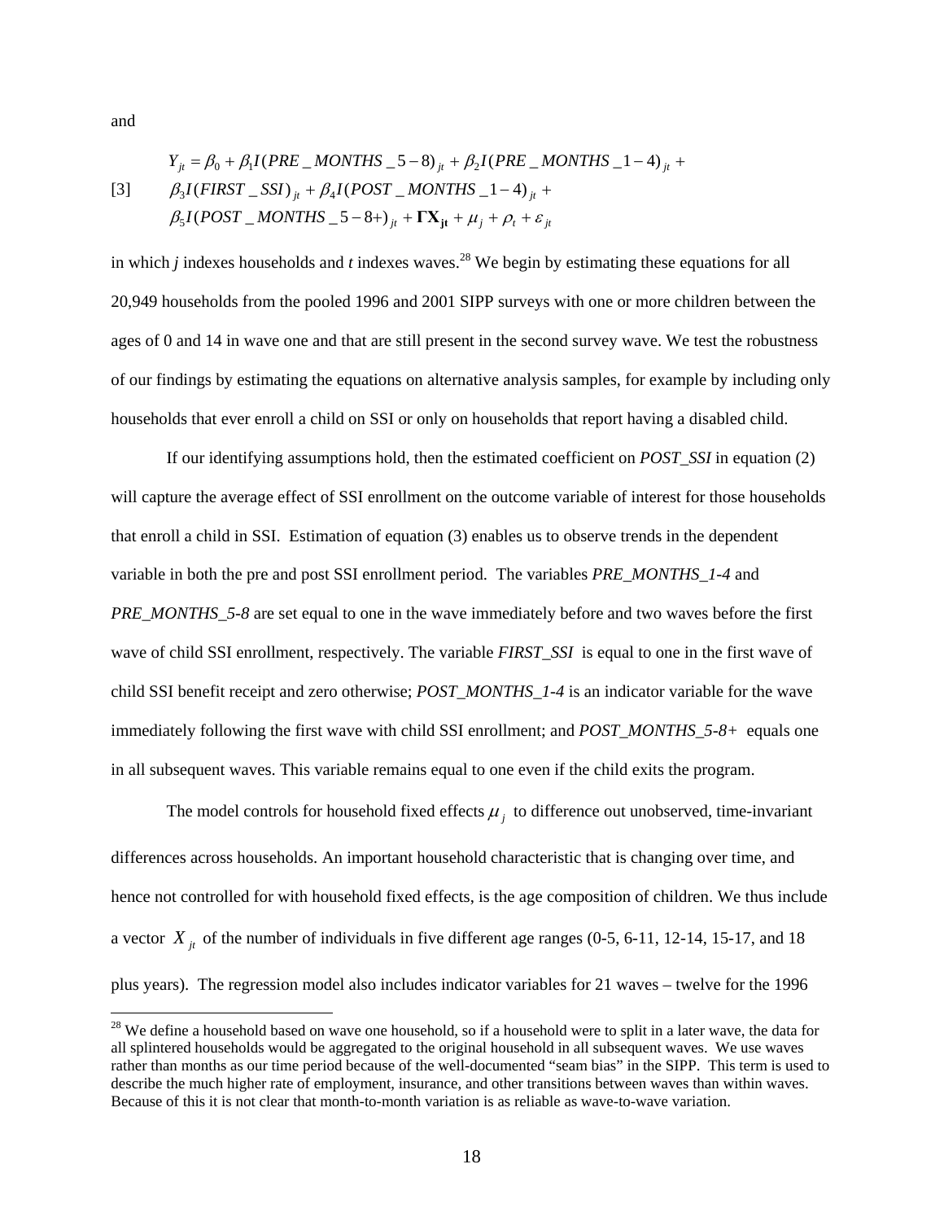and

$$
\begin{aligned}
[3] \qquad & Y_{jt} = \beta_0 + \beta_1 I(PRE\_MONTHS\_5-8)_{jt} + \beta_2 I(PRE\_MONTHS\_1-4)_{jt} + \\
& \beta_3 I(FIRST\_SSI)_{jt} + \beta_4 I(POST\_MONTHS\_1-4)_{jt} + \\
& \beta_5 I(POST\_MONTHS\_5-8+)_{jt} + \mathbf{\Gamma X_{jt}} + \mu_j + \rho_t + \varepsilon_{jt}
\end{aligned}
$$

in which *j* indexes households and *t* indexes waves.[28] We begin by estimating these equations for all 20,949 households from the pooled 1996 and 2001 SIPP surveys with one or more children between the ages of 0 and 14 in wave one and that are still present in the second survey wave. We test the robustness of our findings by estimating the equations on alternative analysis samples, for example by including only households that ever enroll a child on SSI or only on households that report having a disabled child.

If our identifying assumptions hold, then the estimated coefficient on *POST_SSI* in equation (2) will capture the average effect of SSI enrollment on the outcome variable of interest for those households that enroll a child in SSI. Estimation of equation (3) enables us to observe trends in the dependent variable in both the pre and post SSI enrollment period. The variables *PRE_MONTHS_1-4* and *PRE_MONTHS_5-8* are set equal to one in the wave immediately before and two waves before the first wave of child SSI enrollment, respectively. The variable *FIRST_SSI* is equal to one in the first wave of child SSI benefit receipt and zero otherwise; *POST_MONTHS_1-4* is an indicator variable for the wave immediately following the first wave with child SSI enrollment; and *POST_MONTHS_5-8+* equals one in all subsequent waves. This variable remains equal to one even if the child exits the program.

The model controls for household fixed effects $\mu_j$ to difference out unobserved, time-invariant differences across households. An important household characteristic that is changing over time, and hence not controlled for with household fixed effects, is the age composition of children. We thus include a vector $X_{jt}$ of the number of individuals in five different age ranges (0-5, 6-11, 12-14, 15-17, and 18 plus years). The regression model also includes indicator variables for 21 waves – twelve for the 1996

[28] We define a household based on wave one household, so if a household were to split in a later wave, the data for all splintered households would be aggregated to the original household in all subsequent waves. We use waves rather than months as our time period because of the well-documented "seam bias" in the SIPP. This term is used to describe the much higher rate of employment, insurance, and other transitions between waves than within waves. Because of this it is not clear that month-to-month variation is as reliable as wave-to-wave variation.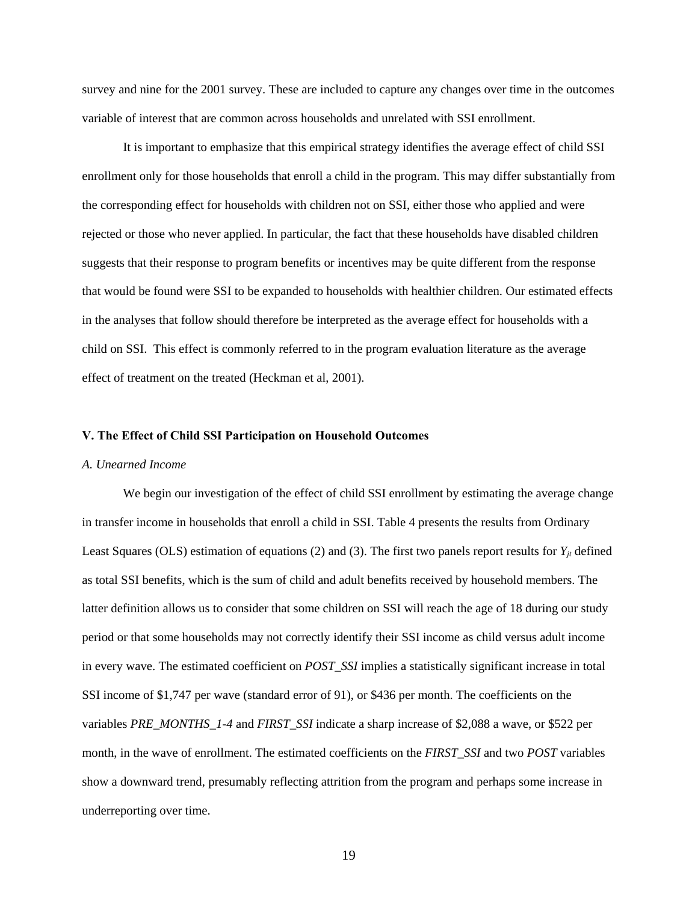survey and nine for the 2001 survey. These are included to capture any changes over time in the outcomes variable of interest that are common across households and unrelated with SSI enrollment.

It is important to emphasize that this empirical strategy identifies the average effect of child SSI enrollment only for those households that enroll a child in the program. This may differ substantially from the corresponding effect for households with children not on SSI, either those who applied and were rejected or those who never applied. In particular, the fact that these households have disabled children suggests that their response to program benefits or incentives may be quite different from the response that would be found were SSI to be expanded to households with healthier children. Our estimated effects in the analyses that follow should therefore be interpreted as the average effect for households with a child on SSI. This effect is commonly referred to in the program evaluation literature as the average effect of treatment on the treated (Heckman et al, 2001).

## V. The Effect of Child SSI Participation on Household Outcomes

### *A. Unearned Income*

We begin our investigation of the effect of child SSI enrollment by estimating the average change in transfer income in households that enroll a child in SSI. Table 4 presents the results from Ordinary Least Squares (OLS) estimation of equations (2) and (3). The first two panels report results for $Y_{jt}$ defined as total SSI benefits, which is the sum of child and adult benefits received by household members. The latter definition allows us to consider that some children on SSI will reach the age of 18 during our study period or that some households may not correctly identify their SSI income as child versus adult income in every wave. The estimated coefficient on *POST_SSI* implies a statistically significant increase in total SSI income of $1,747 per wave (standard error of 91), or $436 per month. The coefficients on the variables *PRE_MONTHS_1-4* and *FIRST_SSI* indicate a sharp increase of $2,088 a wave, or $522 per month, in the wave of enrollment. The estimated coefficients on the *FIRST_SSI* and two *POST* variables show a downward trend, presumably reflecting attrition from the program and perhaps some increase in underreporting over time.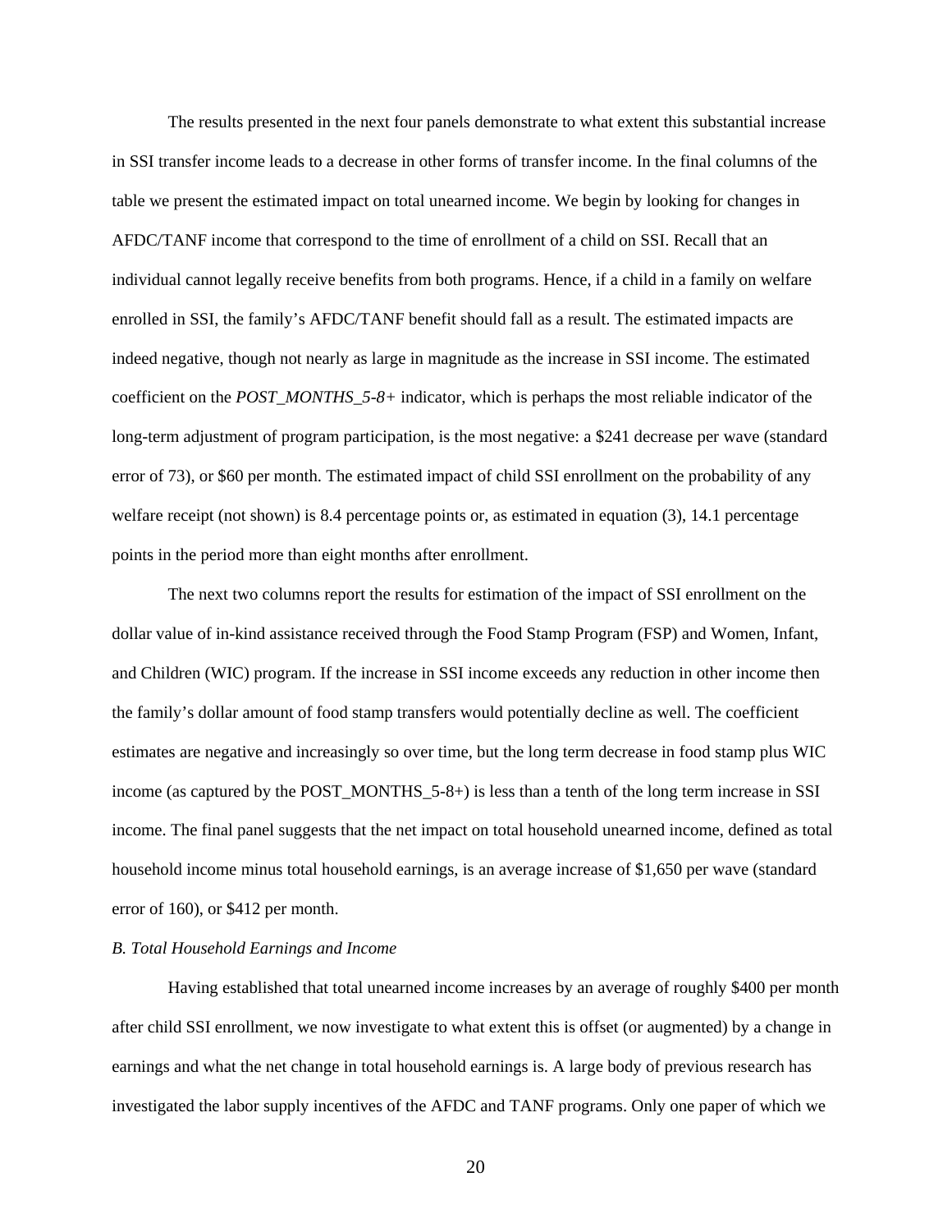The results presented in the next four panels demonstrate to what extent this substantial increase in SSI transfer income leads to a decrease in other forms of transfer income. In the final columns of the table we present the estimated impact on total unearned income. We begin by looking for changes in AFDC/TANF income that correspond to the time of enrollment of a child on SSI. Recall that an individual cannot legally receive benefits from both programs. Hence, if a child in a family on welfare enrolled in SSI, the family's AFDC/TANF benefit should fall as a result. The estimated impacts are indeed negative, though not nearly as large in magnitude as the increase in SSI income. The estimated coefficient on the *POST_MONTHS_5-8+* indicator, which is perhaps the most reliable indicator of the long-term adjustment of program participation, is the most negative: a $241 decrease per wave (standard error of 73), or $60 per month. The estimated impact of child SSI enrollment on the probability of any welfare receipt (not shown) is 8.4 percentage points or, as estimated in equation (3), 14.1 percentage points in the period more than eight months after enrollment.

The next two columns report the results for estimation of the impact of SSI enrollment on the dollar value of in-kind assistance received through the Food Stamp Program (FSP) and Women, Infant, and Children (WIC) program. If the increase in SSI income exceeds any reduction in other income then the family's dollar amount of food stamp transfers would potentially decline as well. The coefficient estimates are negative and increasingly so over time, but the long term decrease in food stamp plus WIC income (as captured by the POST_MONTHS_5-8+) is less than a tenth of the long term increase in SSI income. The final panel suggests that the net impact on total household unearned income, defined as total household income minus total household earnings, is an average increase of $1,650 per wave (standard error of 160), or $412 per month.

*B. Total Household Earnings and Income*

Having established that total unearned income increases by an average of roughly $400 per month after child SSI enrollment, we now investigate to what extent this is offset (or augmented) by a change in earnings and what the net change in total household earnings is. A large body of previous research has investigated the labor supply incentives of the AFDC and TANF programs. Only one paper of which we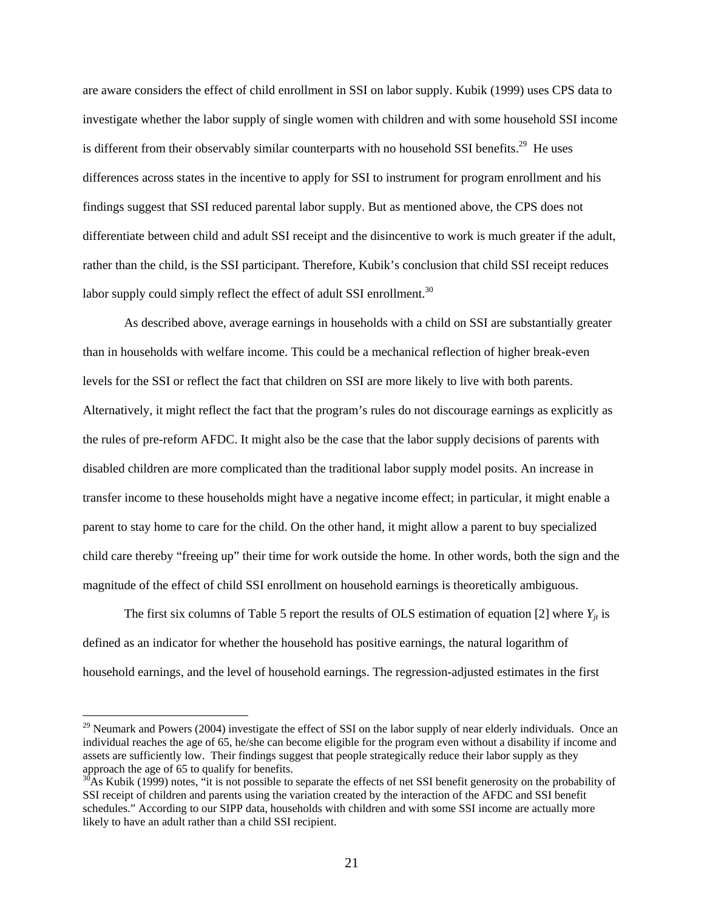are aware considers the effect of child enrollment in SSI on labor supply. Kubik (1999) uses CPS data to investigate whether the labor supply of single women with children and with some household SSI income is different from their observably similar counterparts with no household SSI benefits.[29] He uses differences across states in the incentive to apply for SSI to instrument for program enrollment and his findings suggest that SSI reduced parental labor supply. But as mentioned above, the CPS does not differentiate between child and adult SSI receipt and the disincentive to work is much greater if the adult, rather than the child, is the SSI participant. Therefore, Kubik's conclusion that child SSI receipt reduces labor supply could simply reflect the effect of adult SSI enrollment.[30]

As described above, average earnings in households with a child on SSI are substantially greater than in households with welfare income. This could be a mechanical reflection of higher break-even levels for the SSI or reflect the fact that children on SSI are more likely to live with both parents. Alternatively, it might reflect the fact that the program's rules do not discourage earnings as explicitly as the rules of pre-reform AFDC. It might also be the case that the labor supply decisions of parents with disabled children are more complicated than the traditional labor supply model posits. An increase in transfer income to these households might have a negative income effect; in particular, it might enable a parent to stay home to care for the child. On the other hand, it might allow a parent to buy specialized child care thereby "freeing up" their time for work outside the home. In other words, both the sign and the magnitude of the effect of child SSI enrollment on household earnings is theoretically ambiguous.

The first six columns of Table 5 report the results of OLS estimation of equation [2] where $Y_{jt}$ is defined as an indicator for whether the household has positive earnings, the natural logarithm of household earnings, and the level of household earnings. The regression-adjusted estimates in the first

---

[29] Neumark and Powers (2004) investigate the effect of SSI on the labor supply of near elderly individuals. Once an individual reaches the age of 65, he/she can become eligible for the program even without a disability if income and assets are sufficiently low. Their findings suggest that people strategically reduce their labor supply as they approach the age of 65 to qualify for benefits.

[30] As Kubik (1999) notes, "it is not possible to separate the effects of net SSI benefit generosity on the probability of SSI receipt of children and parents using the variation created by the interaction of the AFDC and SSI benefit schedules." According to our SIPP data, households with children and with some SSI income are actually more likely to have an adult rather than a child SSI recipient.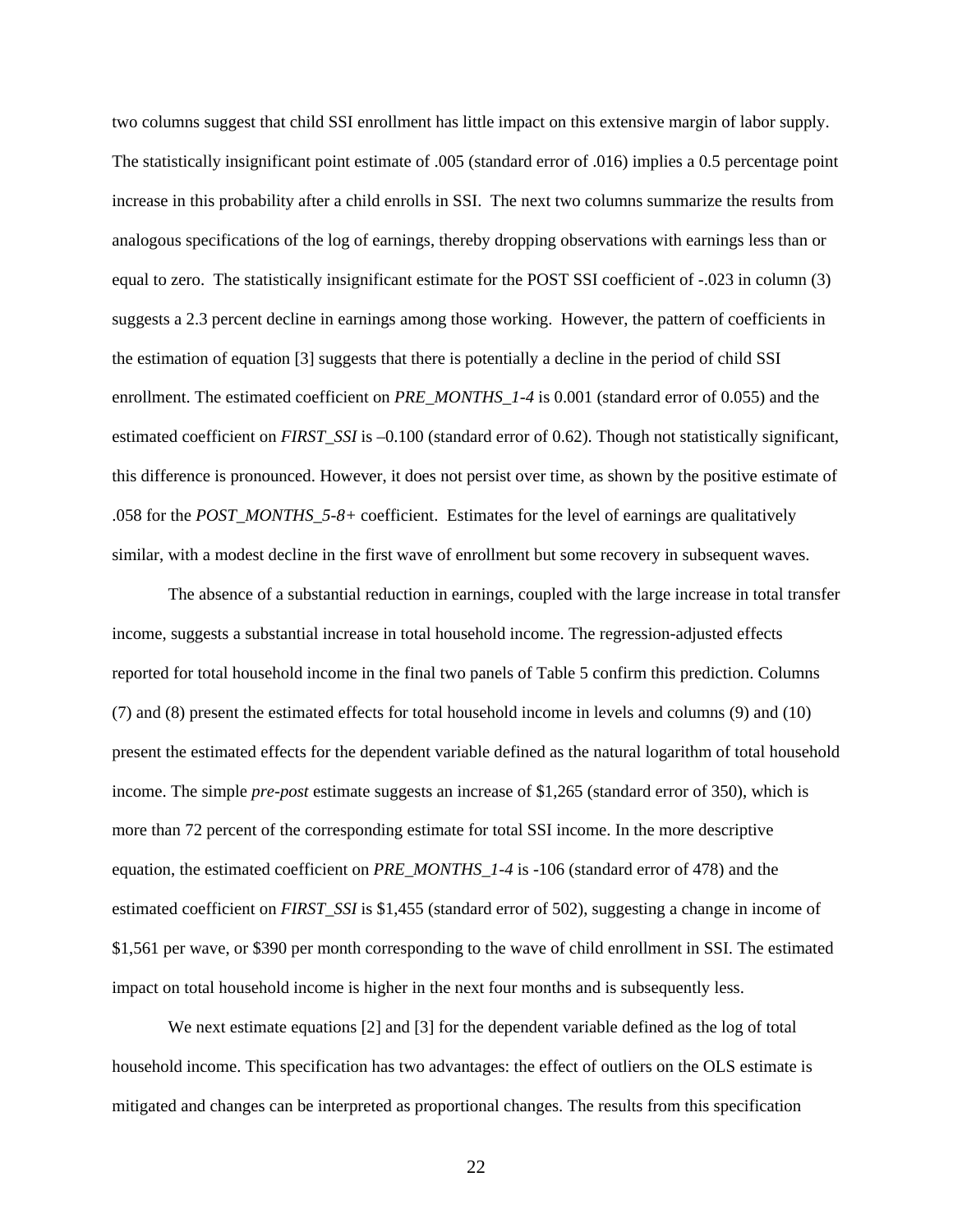two columns suggest that child SSI enrollment has little impact on this extensive margin of labor supply. The statistically insignificant point estimate of .005 (standard error of .016) implies a 0.5 percentage point increase in this probability after a child enrolls in SSI. The next two columns summarize the results from analogous specifications of the log of earnings, thereby dropping observations with earnings less than or equal to zero. The statistically insignificant estimate for the POST SSI coefficient of -.023 in column (3) suggests a 2.3 percent decline in earnings among those working. However, the pattern of coefficients in the estimation of equation [3] suggests that there is potentially a decline in the period of child SSI enrollment. The estimated coefficient on *PRE_MONTHS_1-4* is 0.001 (standard error of 0.055) and the estimated coefficient on *FIRST_SSI* is –0.100 (standard error of 0.62). Though not statistically significant, this difference is pronounced. However, it does not persist over time, as shown by the positive estimate of .058 for the *POST_MONTHS_5-8+* coefficient. Estimates for the level of earnings are qualitatively similar, with a modest decline in the first wave of enrollment but some recovery in subsequent waves.

The absence of a substantial reduction in earnings, coupled with the large increase in total transfer income, suggests a substantial increase in total household income. The regression-adjusted effects reported for total household income in the final two panels of Table 5 confirm this prediction. Columns (7) and (8) present the estimated effects for total household income in levels and columns (9) and (10) present the estimated effects for the dependent variable defined as the natural logarithm of total household income. The simple *pre-post* estimate suggests an increase of $1,265 (standard error of 350), which is more than 72 percent of the corresponding estimate for total SSI income. In the more descriptive equation, the estimated coefficient on *PRE_MONTHS_1-4* is -106 (standard error of 478) and the estimated coefficient on *FIRST_SSI* is $1,455 (standard error of 502), suggesting a change in income of $1,561 per wave, or $390 per month corresponding to the wave of child enrollment in SSI. The estimated impact on total household income is higher in the next four months and is subsequently less.

We next estimate equations [2] and [3] for the dependent variable defined as the log of total household income. This specification has two advantages: the effect of outliers on the OLS estimate is mitigated and changes can be interpreted as proportional changes. The results from this specification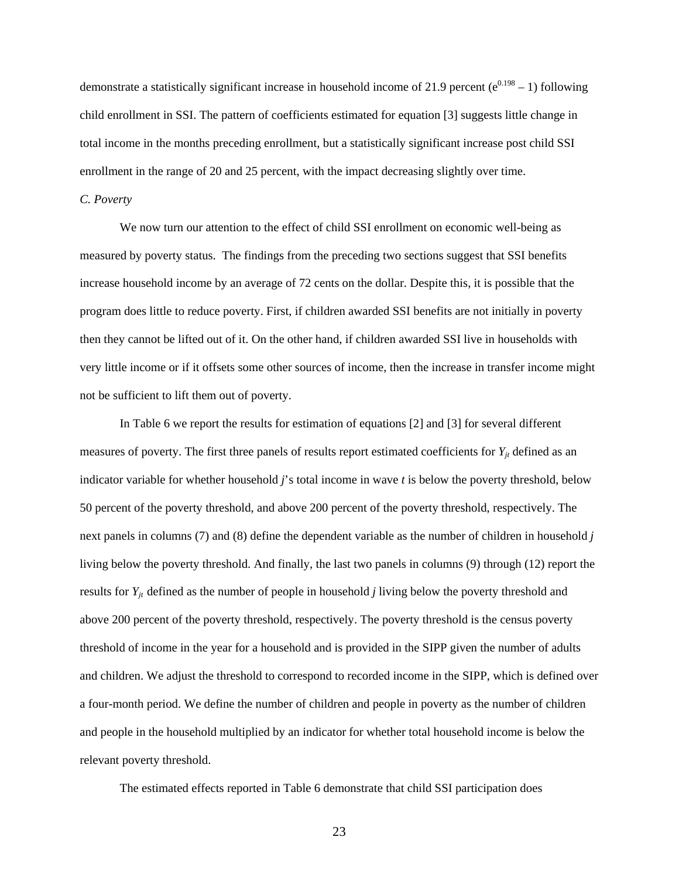demonstrate a statistically significant increase in household income of 21.9 percent ($e^{0.198} - 1$) following child enrollment in SSI. The pattern of coefficients estimated for equation [3] suggests little change in total income in the months preceding enrollment, but a statistically significant increase post child SSI enrollment in the range of 20 and 25 percent, with the impact decreasing slightly over time.

*C. Poverty*

We now turn our attention to the effect of child SSI enrollment on economic well-being as measured by poverty status. The findings from the preceding two sections suggest that SSI benefits increase household income by an average of 72 cents on the dollar. Despite this, it is possible that the program does little to reduce poverty. First, if children awarded SSI benefits are not initially in poverty then they cannot be lifted out of it. On the other hand, if children awarded SSI live in households with very little income or if it offsets some other sources of income, then the increase in transfer income might not be sufficient to lift them out of poverty.

In Table 6 we report the results for estimation of equations [2] and [3] for several different measures of poverty. The first three panels of results report estimated coefficients for $Y_{jt}$ defined as an indicator variable for whether household *j*'s total income in wave *t* is below the poverty threshold, below 50 percent of the poverty threshold, and above 200 percent of the poverty threshold, respectively. The next panels in columns (7) and (8) define the dependent variable as the number of children in household *j* living below the poverty threshold. And finally, the last two panels in columns (9) through (12) report the results for $Y_{jt}$ defined as the number of people in household *j* living below the poverty threshold and above 200 percent of the poverty threshold, respectively. The poverty threshold is the census poverty threshold of income in the year for a household and is provided in the SIPP given the number of adults and children. We adjust the threshold to correspond to recorded income in the SIPP, which is defined over a four-month period. We define the number of children and people in poverty as the number of children and people in the household multiplied by an indicator for whether total household income is below the relevant poverty threshold.

The estimated effects reported in Table 6 demonstrate that child SSI participation does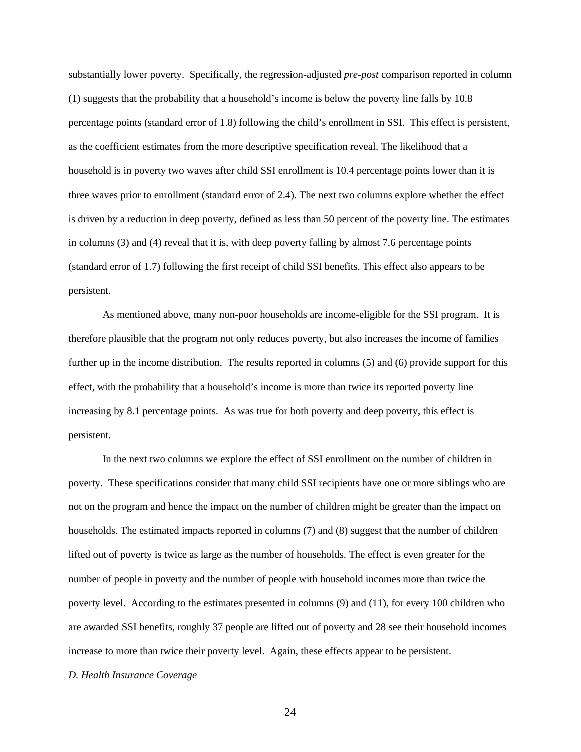substantially lower poverty. Specifically, the regression-adjusted *pre-post* comparison reported in column (1) suggests that the probability that a household's income is below the poverty line falls by 10.8 percentage points (standard error of 1.8) following the child's enrollment in SSI. This effect is persistent, as the coefficient estimates from the more descriptive specification reveal. The likelihood that a household is in poverty two waves after child SSI enrollment is 10.4 percentage points lower than it is three waves prior to enrollment (standard error of 2.4). The next two columns explore whether the effect is driven by a reduction in deep poverty, defined as less than 50 percent of the poverty line. The estimates in columns (3) and (4) reveal that it is, with deep poverty falling by almost 7.6 percentage points (standard error of 1.7) following the first receipt of child SSI benefits. This effect also appears to be persistent.

As mentioned above, many non-poor households are income-eligible for the SSI program. It is therefore plausible that the program not only reduces poverty, but also increases the income of families further up in the income distribution. The results reported in columns (5) and (6) provide support for this effect, with the probability that a household's income is more than twice its reported poverty line increasing by 8.1 percentage points. As was true for both poverty and deep poverty, this effect is persistent.

In the next two columns we explore the effect of SSI enrollment on the number of children in poverty. These specifications consider that many child SSI recipients have one or more siblings who are not on the program and hence the impact on the number of children might be greater than the impact on households. The estimated impacts reported in columns (7) and (8) suggest that the number of children lifted out of poverty is twice as large as the number of households. The effect is even greater for the number of people in poverty and the number of people with household incomes more than twice the poverty level. According to the estimates presented in columns (9) and (11), for every 100 children who are awarded SSI benefits, roughly 37 people are lifted out of poverty and 28 see their household incomes increase to more than twice their poverty level. Again, these effects appear to be persistent.

*D. Health Insurance Coverage*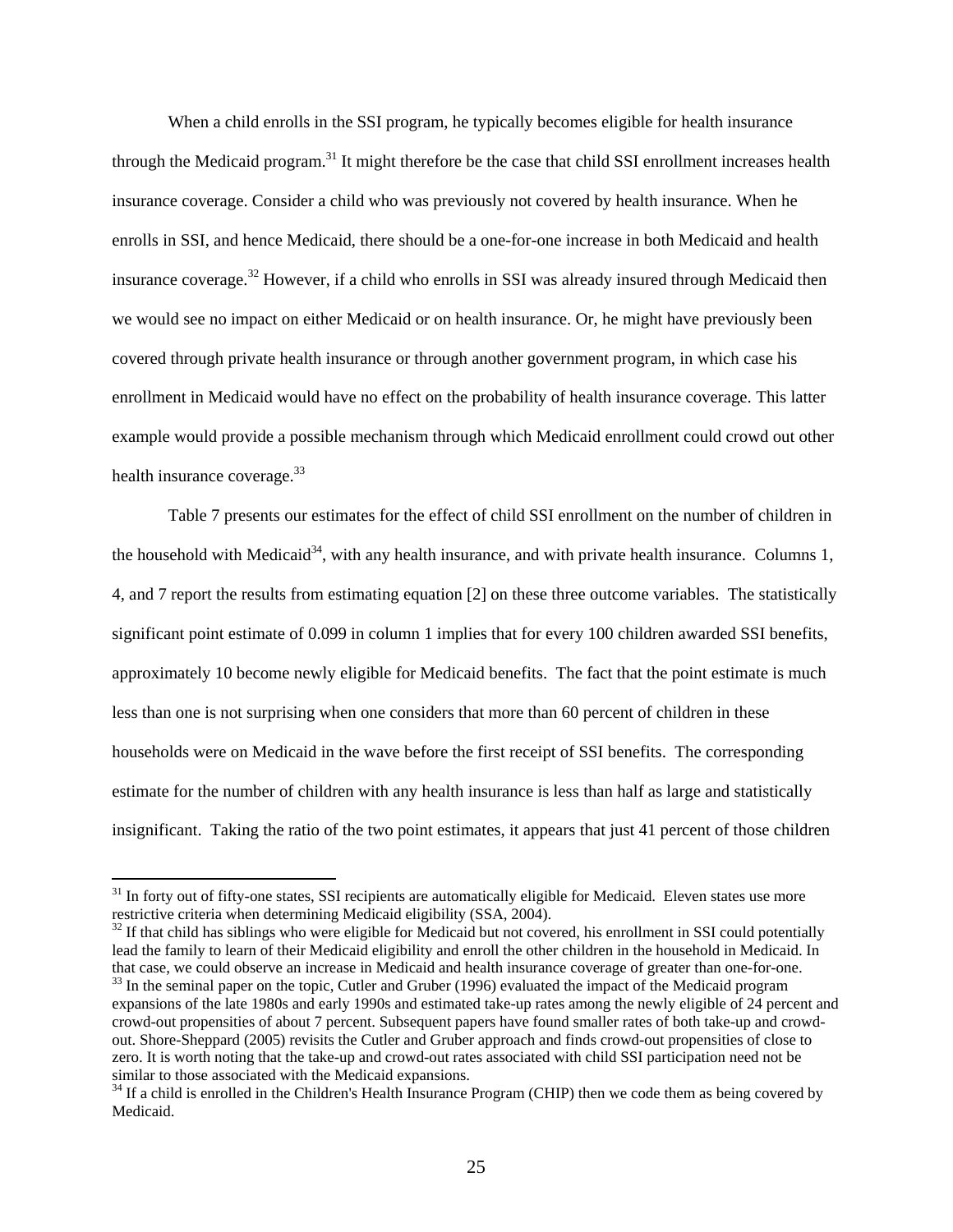When a child enrolls in the SSI program, he typically becomes eligible for health insurance through the Medicaid program.[31] It might therefore be the case that child SSI enrollment increases health insurance coverage. Consider a child who was previously not covered by health insurance. When he enrolls in SSI, and hence Medicaid, there should be a one-for-one increase in both Medicaid and health insurance coverage.[32] However, if a child who enrolls in SSI was already insured through Medicaid then we would see no impact on either Medicaid or on health insurance. Or, he might have previously been covered through private health insurance or through another government program, in which case his enrollment in Medicaid would have no effect on the probability of health insurance coverage. This latter example would provide a possible mechanism through which Medicaid enrollment could crowd out other health insurance coverage.[33]

Table 7 presents our estimates for the effect of child SSI enrollment on the number of children in the household with Medicaid[34], with any health insurance, and with private health insurance. Columns 1, 4, and 7 report the results from estimating equation [2] on these three outcome variables. The statistically significant point estimate of 0.099 in column 1 implies that for every 100 children awarded SSI benefits, approximately 10 become newly eligible for Medicaid benefits. The fact that the point estimate is much less than one is not surprising when one considers that more than 60 percent of children in these households were on Medicaid in the wave before the first receipt of SSI benefits. The corresponding estimate for the number of children with any health insurance is less than half as large and statistically insignificant. Taking the ratio of the two point estimates, it appears that just 41 percent of those children

---

[31] In forty out of fifty-one states, SSI recipients are automatically eligible for Medicaid. Eleven states use more restrictive criteria when determining Medicaid eligibility (SSA, 2004).

[32] If that child has siblings who were eligible for Medicaid but not covered, his enrollment in SSI could potentially lead the family to learn of their Medicaid eligibility and enroll the other children in the household in Medicaid. In that case, we could observe an increase in Medicaid and health insurance coverage of greater than one-for-one.

[33] In the seminal paper on the topic, Cutler and Gruber (1996) evaluated the impact of the Medicaid program expansions of the late 1980s and early 1990s and estimated take-up rates among the newly eligible of 24 percent and crowd-out propensities of about 7 percent. Subsequent papers have found smaller rates of both take-up and crowd-out. Shore-Sheppard (2005) revisits the Cutler and Gruber approach and finds crowd-out propensities of close to zero. It is worth noting that the take-up and crowd-out rates associated with child SSI participation need not be similar to those associated with the Medicaid expansions.

[34] If a child is enrolled in the Children's Health Insurance Program (CHIP) then we code them as being covered by Medicaid.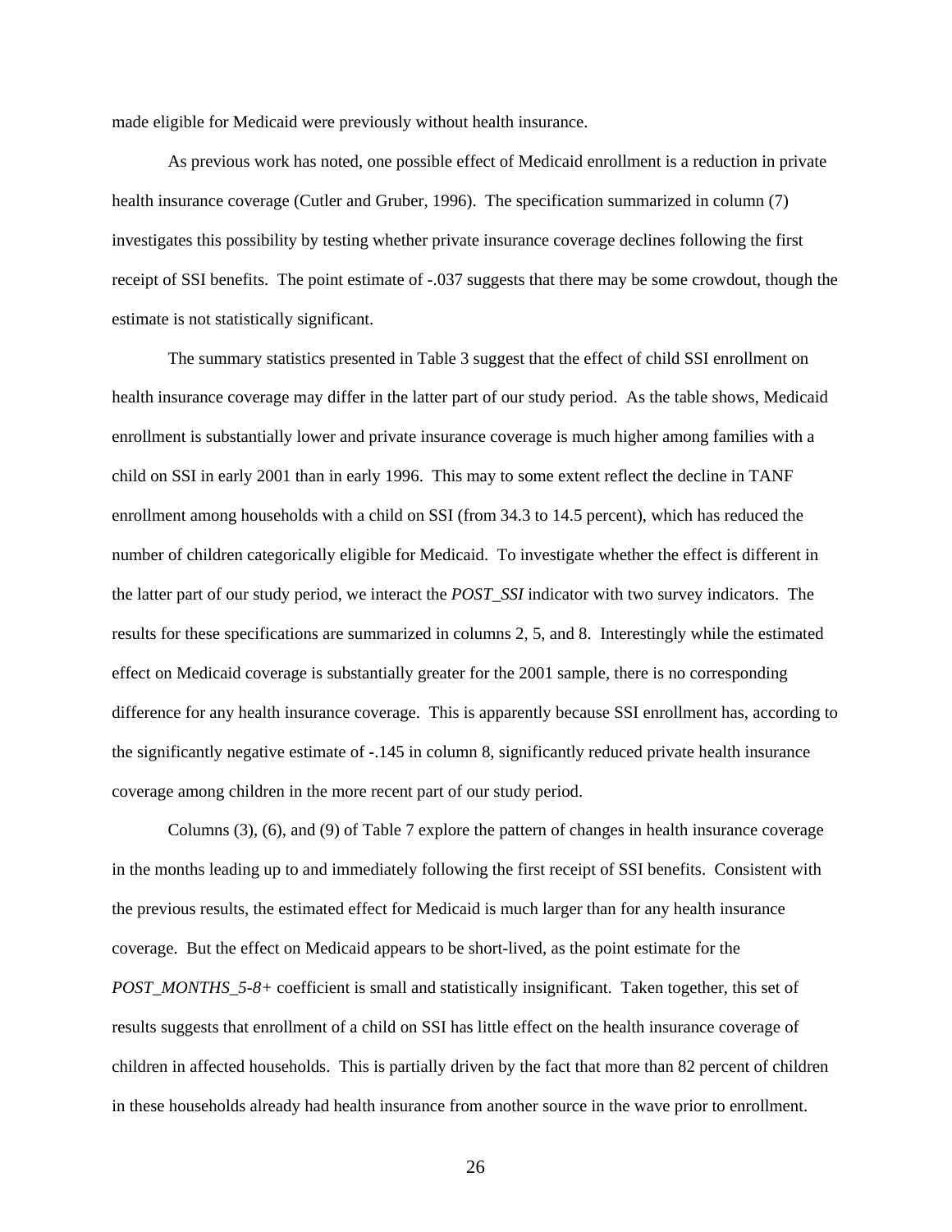made eligible for Medicaid were previously without health insurance.

As previous work has noted, one possible effect of Medicaid enrollment is a reduction in private health insurance coverage (Cutler and Gruber, 1996). The specification summarized in column (7) investigates this possibility by testing whether private insurance coverage declines following the first receipt of SSI benefits. The point estimate of -.037 suggests that there may be some crowdout, though the estimate is not statistically significant.

The summary statistics presented in Table 3 suggest that the effect of child SSI enrollment on health insurance coverage may differ in the latter part of our study period. As the table shows, Medicaid enrollment is substantially lower and private insurance coverage is much higher among families with a child on SSI in early 2001 than in early 1996. This may to some extent reflect the decline in TANF enrollment among households with a child on SSI (from 34.3 to 14.5 percent), which has reduced the number of children categorically eligible for Medicaid. To investigate whether the effect is different in the latter part of our study period, we interact the *POST_SSI* indicator with two survey indicators. The results for these specifications are summarized in columns 2, 5, and 8. Interestingly while the estimated effect on Medicaid coverage is substantially greater for the 2001 sample, there is no corresponding difference for any health insurance coverage. This is apparently because SSI enrollment has, according to the significantly negative estimate of -.145 in column 8, significantly reduced private health insurance coverage among children in the more recent part of our study period.

Columns (3), (6), and (9) of Table 7 explore the pattern of changes in health insurance coverage in the months leading up to and immediately following the first receipt of SSI benefits. Consistent with the previous results, the estimated effect for Medicaid is much larger than for any health insurance coverage. But the effect on Medicaid appears to be short-lived, as the point estimate for the *POST_MONTHS_5-8+* coefficient is small and statistically insignificant. Taken together, this set of results suggests that enrollment of a child on SSI has little effect on the health insurance coverage of children in affected households. This is partially driven by the fact that more than 82 percent of children in these households already had health insurance from another source in the wave prior to enrollment.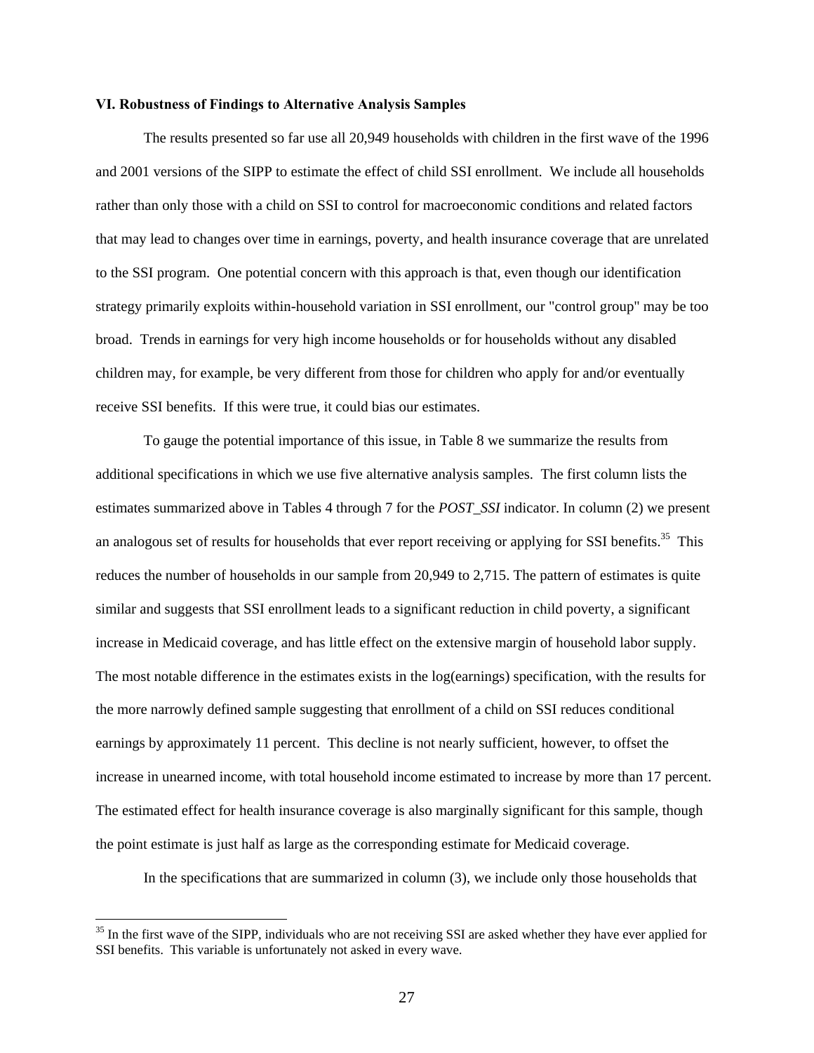### VI. Robustness of Findings to Alternative Analysis Samples

The results presented so far use all 20,949 households with children in the first wave of the 1996 and 2001 versions of the SIPP to estimate the effect of child SSI enrollment. We include all households rather than only those with a child on SSI to control for macroeconomic conditions and related factors that may lead to changes over time in earnings, poverty, and health insurance coverage that are unrelated to the SSI program. One potential concern with this approach is that, even though our identification strategy primarily exploits within-household variation in SSI enrollment, our "control group" may be too broad. Trends in earnings for very high income households or for households without any disabled children may, for example, be very different from those for children who apply for and/or eventually receive SSI benefits. If this were true, it could bias our estimates.

To gauge the potential importance of this issue, in Table 8 we summarize the results from additional specifications in which we use five alternative analysis samples. The first column lists the estimates summarized above in Tables 4 through 7 for the *POST_SSI* indicator. In column (2) we present an analogous set of results for households that ever report receiving or applying for SSI benefits.[35] This reduces the number of households in our sample from 20,949 to 2,715. The pattern of estimates is quite similar and suggests that SSI enrollment leads to a significant reduction in child poverty, a significant increase in Medicaid coverage, and has little effect on the extensive margin of household labor supply. The most notable difference in the estimates exists in the log(earnings) specification, with the results for the more narrowly defined sample suggesting that enrollment of a child on SSI reduces conditional earnings by approximately 11 percent. This decline is not nearly sufficient, however, to offset the increase in unearned income, with total household income estimated to increase by more than 17 percent. The estimated effect for health insurance coverage is also marginally significant for this sample, though the point estimate is just half as large as the corresponding estimate for Medicaid coverage.

In the specifications that are summarized in column (3), we include only those households that

---

[35] In the first wave of the SIPP, individuals who are not receiving SSI are asked whether they have ever applied for SSI benefits. This variable is unfortunately not asked in every wave.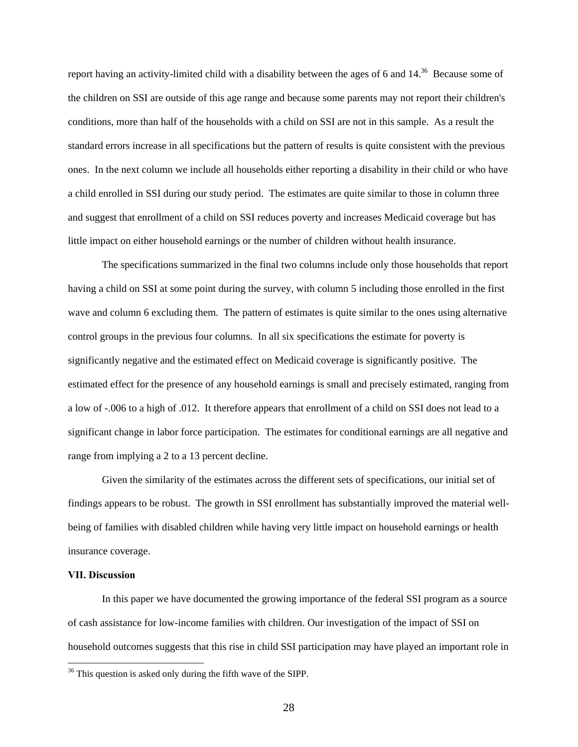report having an activity-limited child with a disability between the ages of 6 and 14.[36] Because some of the children on SSI are outside of this age range and because some parents may not report their children's conditions, more than half of the households with a child on SSI are not in this sample. As a result the standard errors increase in all specifications but the pattern of results is quite consistent with the previous ones. In the next column we include all households either reporting a disability in their child or who have a child enrolled in SSI during our study period. The estimates are quite similar to those in column three and suggest that enrollment of a child on SSI reduces poverty and increases Medicaid coverage but has little impact on either household earnings or the number of children without health insurance.

The specifications summarized in the final two columns include only those households that report having a child on SSI at some point during the survey, with column 5 including those enrolled in the first wave and column 6 excluding them. The pattern of estimates is quite similar to the ones using alternative control groups in the previous four columns. In all six specifications the estimate for poverty is significantly negative and the estimated effect on Medicaid coverage is significantly positive. The estimated effect for the presence of any household earnings is small and precisely estimated, ranging from a low of -.006 to a high of .012. It therefore appears that enrollment of a child on SSI does not lead to a significant change in labor force participation. The estimates for conditional earnings are all negative and range from implying a 2 to a 13 percent decline.

Given the similarity of the estimates across the different sets of specifications, our initial set of findings appears to be robust. The growth in SSI enrollment has substantially improved the material well-being of families with disabled children while having very little impact on household earnings or health insurance coverage.

## VII. Discussion

In this paper we have documented the growing importance of the federal SSI program as a source of cash assistance for low-income families with children. Our investigation of the impact of SSI on household outcomes suggests that this rise in child SSI participation may have played an important role in

[36] This question is asked only during the fifth wave of the SIPP.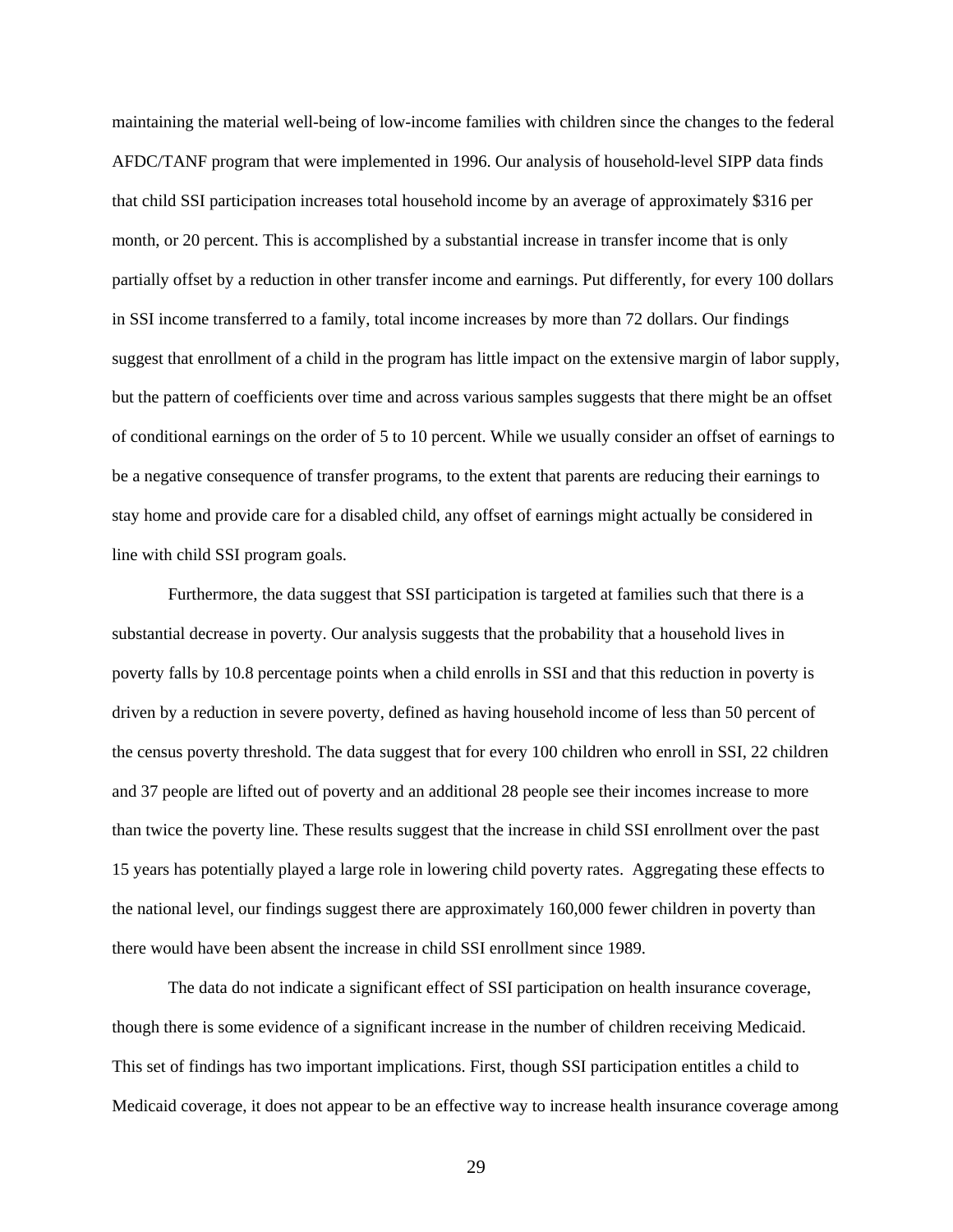maintaining the material well-being of low-income families with children since the changes to the federal AFDC/TANF program that were implemented in 1996. Our analysis of household-level SIPP data finds that child SSI participation increases total household income by an average of approximately $316 per month, or 20 percent. This is accomplished by a substantial increase in transfer income that is only partially offset by a reduction in other transfer income and earnings. Put differently, for every 100 dollars in SSI income transferred to a family, total income increases by more than 72 dollars. Our findings suggest that enrollment of a child in the program has little impact on the extensive margin of labor supply, but the pattern of coefficients over time and across various samples suggests that there might be an offset of conditional earnings on the order of 5 to 10 percent. While we usually consider an offset of earnings to be a negative consequence of transfer programs, to the extent that parents are reducing their earnings to stay home and provide care for a disabled child, any offset of earnings might actually be considered in line with child SSI program goals.

Furthermore, the data suggest that SSI participation is targeted at families such that there is a substantial decrease in poverty. Our analysis suggests that the probability that a household lives in poverty falls by 10.8 percentage points when a child enrolls in SSI and that this reduction in poverty is driven by a reduction in severe poverty, defined as having household income of less than 50 percent of the census poverty threshold. The data suggest that for every 100 children who enroll in SSI, 22 children and 37 people are lifted out of poverty and an additional 28 people see their incomes increase to more than twice the poverty line. These results suggest that the increase in child SSI enrollment over the past 15 years has potentially played a large role in lowering child poverty rates. Aggregating these effects to the national level, our findings suggest there are approximately 160,000 fewer children in poverty than there would have been absent the increase in child SSI enrollment since 1989.

The data do not indicate a significant effect of SSI participation on health insurance coverage, though there is some evidence of a significant increase in the number of children receiving Medicaid. This set of findings has two important implications. First, though SSI participation entitles a child to Medicaid coverage, it does not appear to be an effective way to increase health insurance coverage among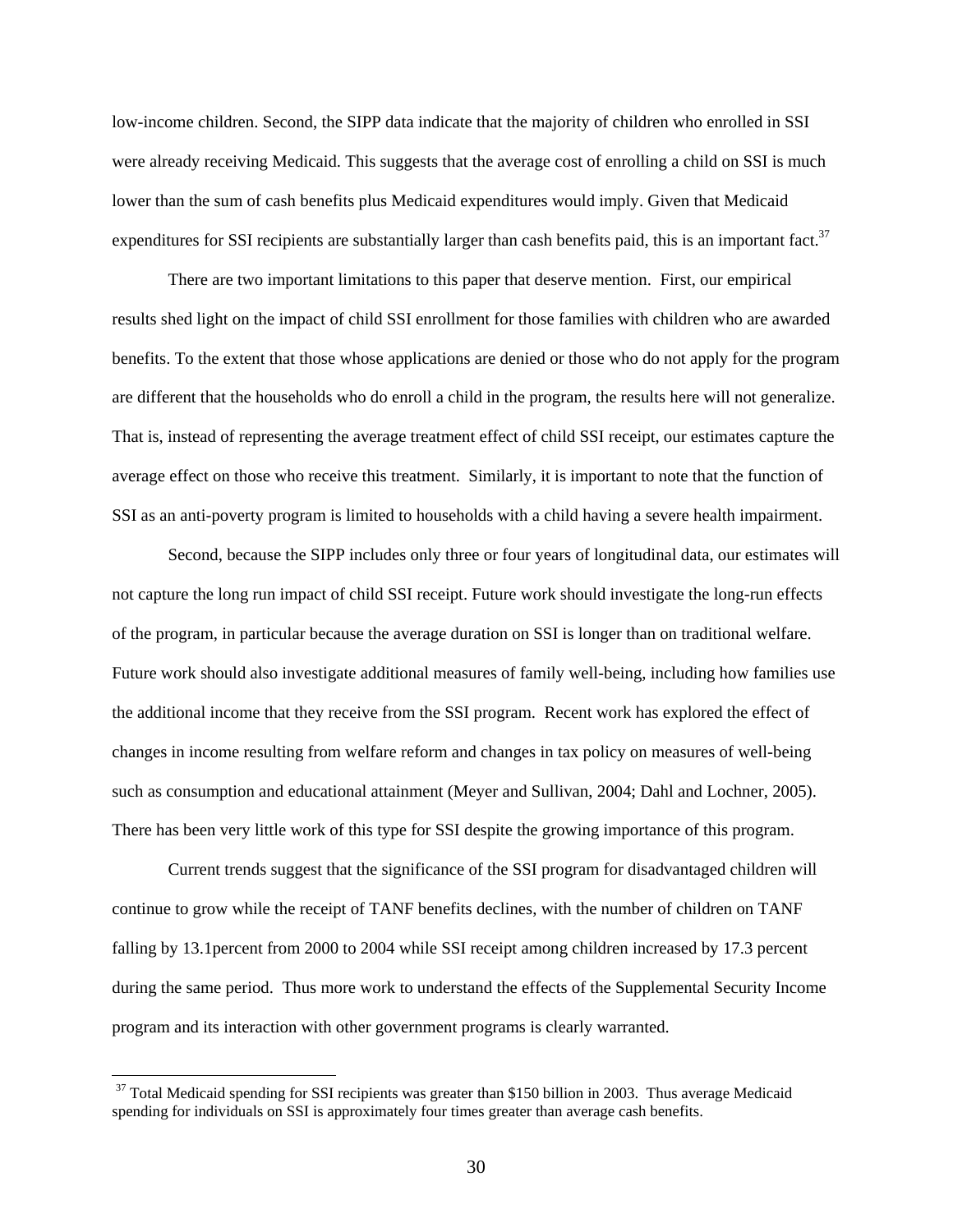low-income children. Second, the SIPP data indicate that the majority of children who enrolled in SSI were already receiving Medicaid. This suggests that the average cost of enrolling a child on SSI is much lower than the sum of cash benefits plus Medicaid expenditures would imply. Given that Medicaid expenditures for SSI recipients are substantially larger than cash benefits paid, this is an important fact.[37]

There are two important limitations to this paper that deserve mention. First, our empirical results shed light on the impact of child SSI enrollment for those families with children who are awarded benefits. To the extent that those whose applications are denied or those who do not apply for the program are different that the households who do enroll a child in the program, the results here will not generalize. That is, instead of representing the average treatment effect of child SSI receipt, our estimates capture the average effect on those who receive this treatment. Similarly, it is important to note that the function of SSI as an anti-poverty program is limited to households with a child having a severe health impairment.

Second, because the SIPP includes only three or four years of longitudinal data, our estimates will not capture the long run impact of child SSI receipt. Future work should investigate the long-run effects of the program, in particular because the average duration on SSI is longer than on traditional welfare. Future work should also investigate additional measures of family well-being, including how families use the additional income that they receive from the SSI program. Recent work has explored the effect of changes in income resulting from welfare reform and changes in tax policy on measures of well-being such as consumption and educational attainment (Meyer and Sullivan, 2004; Dahl and Lochner, 2005). There has been very little work of this type for SSI despite the growing importance of this program.

Current trends suggest that the significance of the SSI program for disadvantaged children will continue to grow while the receipt of TANF benefits declines, with the number of children on TANF falling by 13.1percent from 2000 to 2004 while SSI receipt among children increased by 17.3 percent during the same period. Thus more work to understand the effects of the Supplemental Security Income program and its interaction with other government programs is clearly warranted.

[37] Total Medicaid spending for SSI recipients was greater than $150 billion in 2003. Thus average Medicaid spending for individuals on SSI is approximately four times greater than average cash benefits.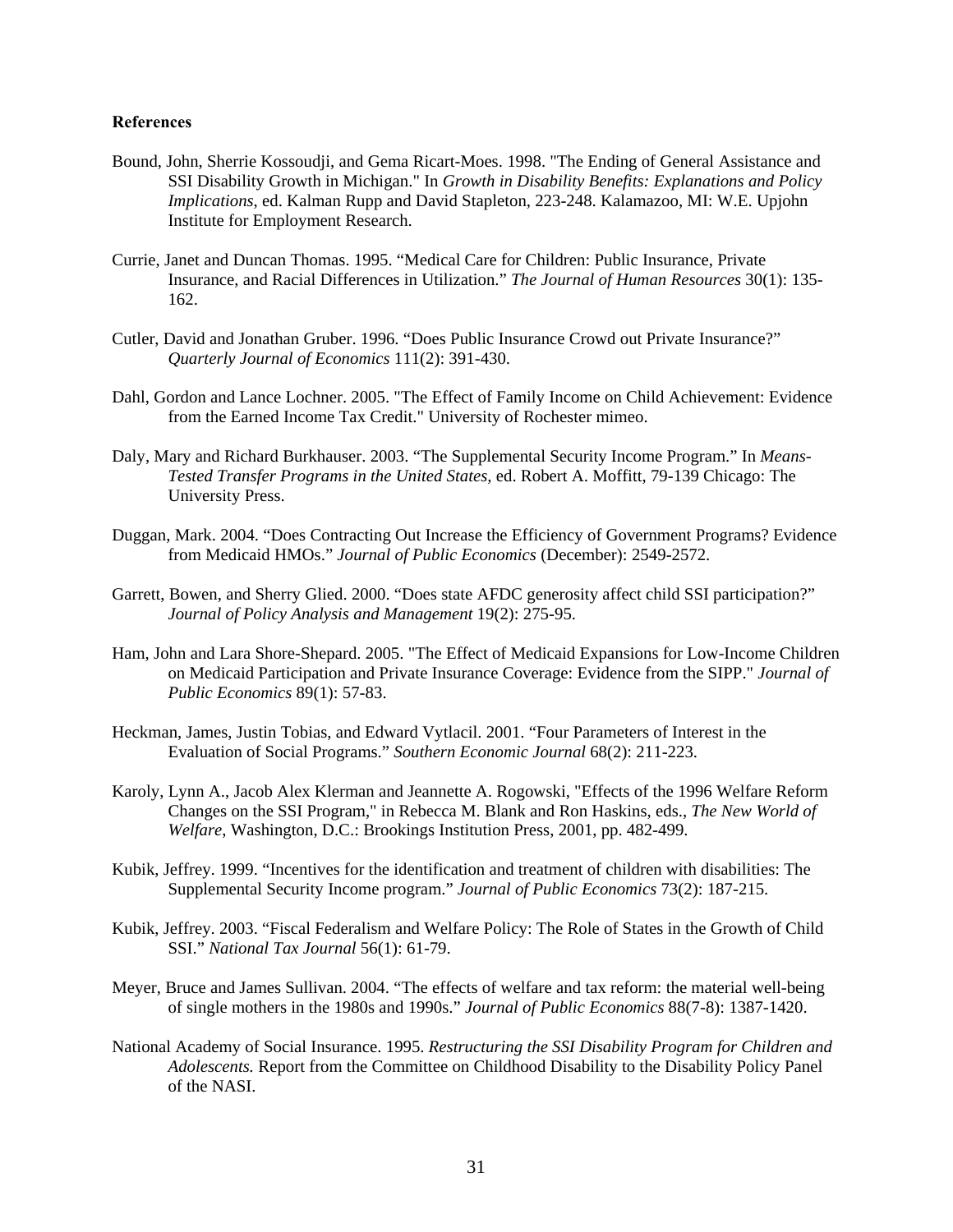**References**

Bound, John, Sherrie Kossoudji, and Gema Ricart-Moes. 1998. "The Ending of General Assistance and SSI Disability Growth in Michigan." In *Growth in Disability Benefits: Explanations and Policy Implications*, ed. Kalman Rupp and David Stapleton, 223-248. Kalamazoo, MI: W.E. Upjohn Institute for Employment Research.

Currie, Janet and Duncan Thomas. 1995. "Medical Care for Children: Public Insurance, Private Insurance, and Racial Differences in Utilization." *The Journal of Human Resources* 30(1): 135-162.

Cutler, David and Jonathan Gruber. 1996. "Does Public Insurance Crowd out Private Insurance?" *Quarterly Journal of Economics* 111(2): 391-430.

Dahl, Gordon and Lance Lochner. 2005. "The Effect of Family Income on Child Achievement: Evidence from the Earned Income Tax Credit." University of Rochester mimeo.

Daly, Mary and Richard Burkhauser. 2003. "The Supplemental Security Income Program." In *Means-Tested Transfer Programs in the United States,* ed. Robert A. Moffitt, 79-139 Chicago: The University Press.

Duggan, Mark. 2004. "Does Contracting Out Increase the Efficiency of Government Programs? Evidence from Medicaid HMOs." *Journal of Public Economics* (December): 2549-2572.

Garrett, Bowen, and Sherry Glied. 2000. "Does state AFDC generosity affect child SSI participation?" *Journal of Policy Analysis and Management* 19(2): 275-95.

Ham, John and Lara Shore-Shepard. 2005. "The Effect of Medicaid Expansions for Low-Income Children on Medicaid Participation and Private Insurance Coverage: Evidence from the SIPP." *Journal of Public Economics* 89(1): 57-83.

Heckman, James, Justin Tobias, and Edward Vytlacil. 2001. "Four Parameters of Interest in the Evaluation of Social Programs." *Southern Economic Journal* 68(2): 211-223.

Karoly, Lynn A., Jacob Alex Klerman and Jeannette A. Rogowski, "Effects of the 1996 Welfare Reform Changes on the SSI Program," in Rebecca M. Blank and Ron Haskins, eds., *The New World of Welfare*, Washington, D.C.: Brookings Institution Press, 2001, pp. 482-499.

Kubik, Jeffrey. 1999. "Incentives for the identification and treatment of children with disabilities: The Supplemental Security Income program." *Journal of Public Economics* 73(2): 187-215.

Kubik, Jeffrey. 2003. "Fiscal Federalism and Welfare Policy: The Role of States in the Growth of Child SSI." *National Tax Journal* 56(1): 61-79.

Meyer, Bruce and James Sullivan. 2004. "The effects of welfare and tax reform: the material well-being of single mothers in the 1980s and 1990s." *Journal of Public Economics* 88(7-8): 1387-1420.

National Academy of Social Insurance. 1995. *Restructuring the SSI Disability Program for Children and Adolescents.* Report from the Committee on Childhood Disability to the Disability Policy Panel of the NASI.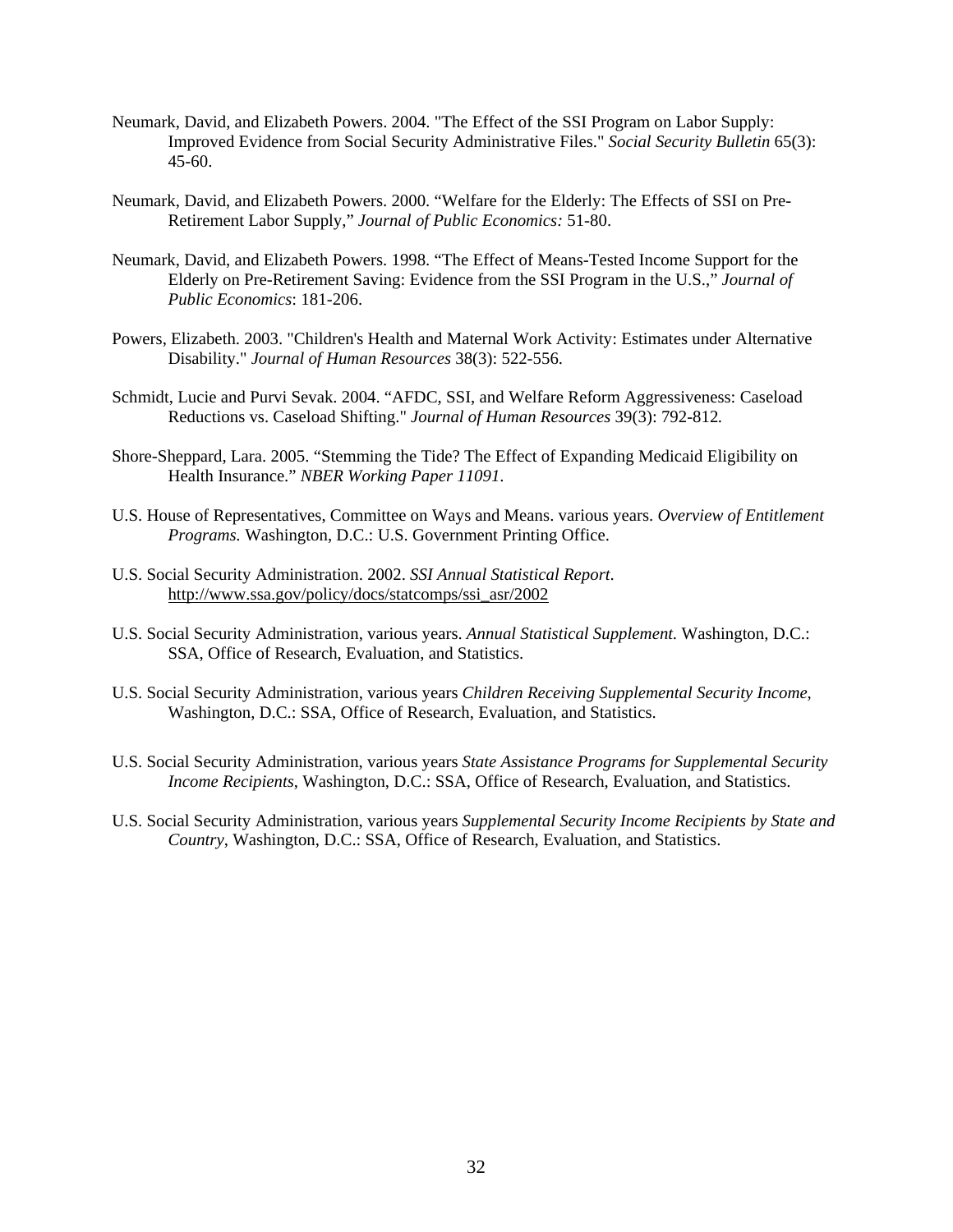Neumark, David, and Elizabeth Powers. 2004. "The Effect of the SSI Program on Labor Supply: Improved Evidence from Social Security Administrative Files." *Social Security Bulletin* 65(3): 45-60.

Neumark, David, and Elizabeth Powers. 2000. "Welfare for the Elderly: The Effects of SSI on Pre-Retirement Labor Supply," *Journal of Public Economics:* 51-80.

Neumark, David, and Elizabeth Powers. 1998. "The Effect of Means-Tested Income Support for the Elderly on Pre-Retirement Saving: Evidence from the SSI Program in the U.S.," *Journal of Public Economics*: 181-206.

Powers, Elizabeth. 2003. "Children's Health and Maternal Work Activity: Estimates under Alternative Disability." *Journal of Human Resources* 38(3): 522-556.

Schmidt, Lucie and Purvi Sevak. 2004. "AFDC, SSI, and Welfare Reform Aggressiveness: Caseload Reductions vs. Caseload Shifting." *Journal of Human Resources* 39(3): 792-812.

Shore-Sheppard, Lara. 2005. "Stemming the Tide? The Effect of Expanding Medicaid Eligibility on Health Insurance." *NBER Working Paper 11091*.

U.S. House of Representatives, Committee on Ways and Means. various years. *Overview of Entitlement Programs*. Washington, D.C.: U.S. Government Printing Office.

U.S. Social Security Administration. 2002. *SSI Annual Statistical Report*. http://www.ssa.gov/policy/docs/statcomps/ssi_asr/2002

U.S. Social Security Administration, various years. *Annual Statistical Supplement.* Washington, D.C.: SSA, Office of Research, Evaluation, and Statistics.

U.S. Social Security Administration, various years *Children Receiving Supplemental Security Income*, Washington, D.C.: SSA, Office of Research, Evaluation, and Statistics.

U.S. Social Security Administration, various years *State Assistance Programs for Supplemental Security Income Recipients*, Washington, D.C.: SSA, Office of Research, Evaluation, and Statistics.

U.S. Social Security Administration, various years *Supplemental Security Income Recipients by State and Country*, Washington, D.C.: SSA, Office of Research, Evaluation, and Statistics.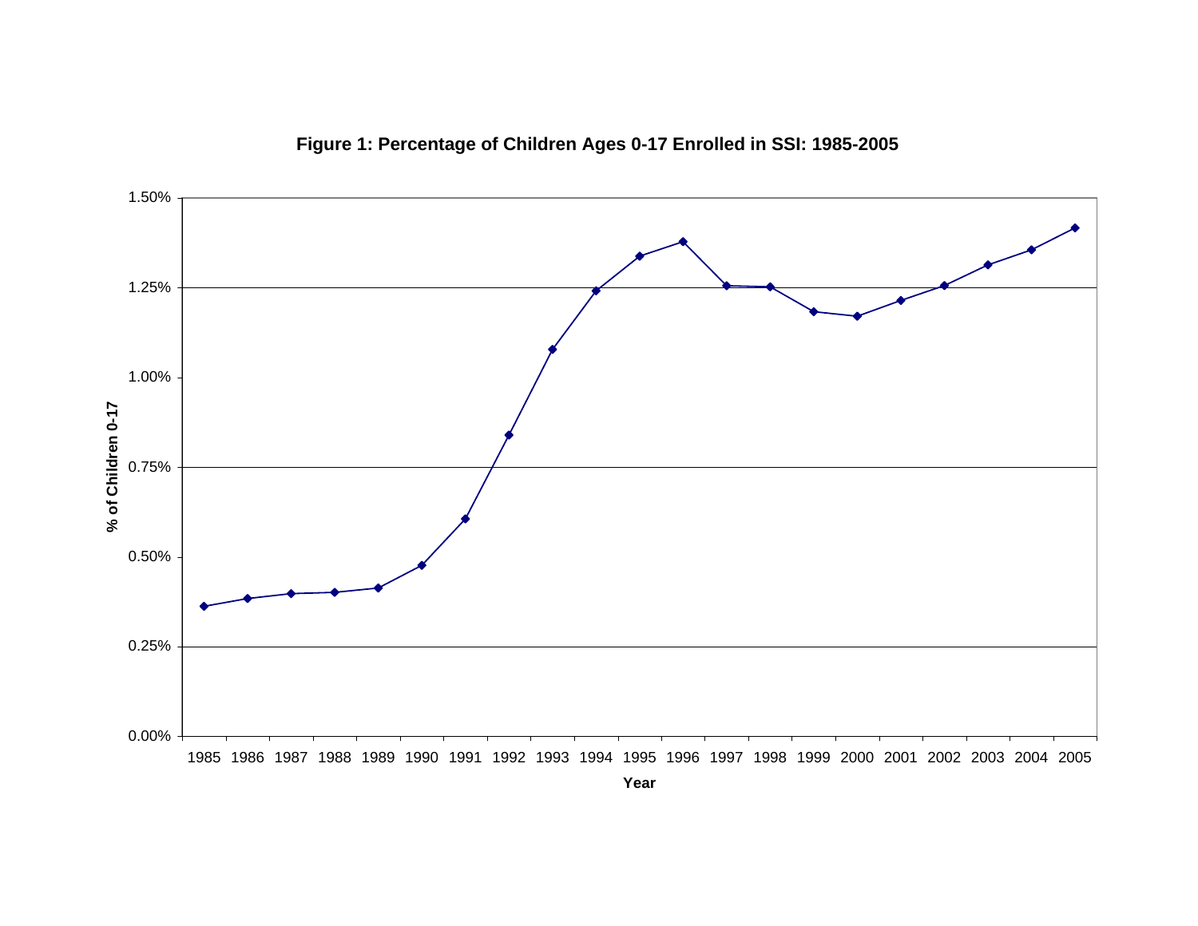**Figure 1: Percentage of Children Ages 0-17 Enrolled in SSI: 1985-2005**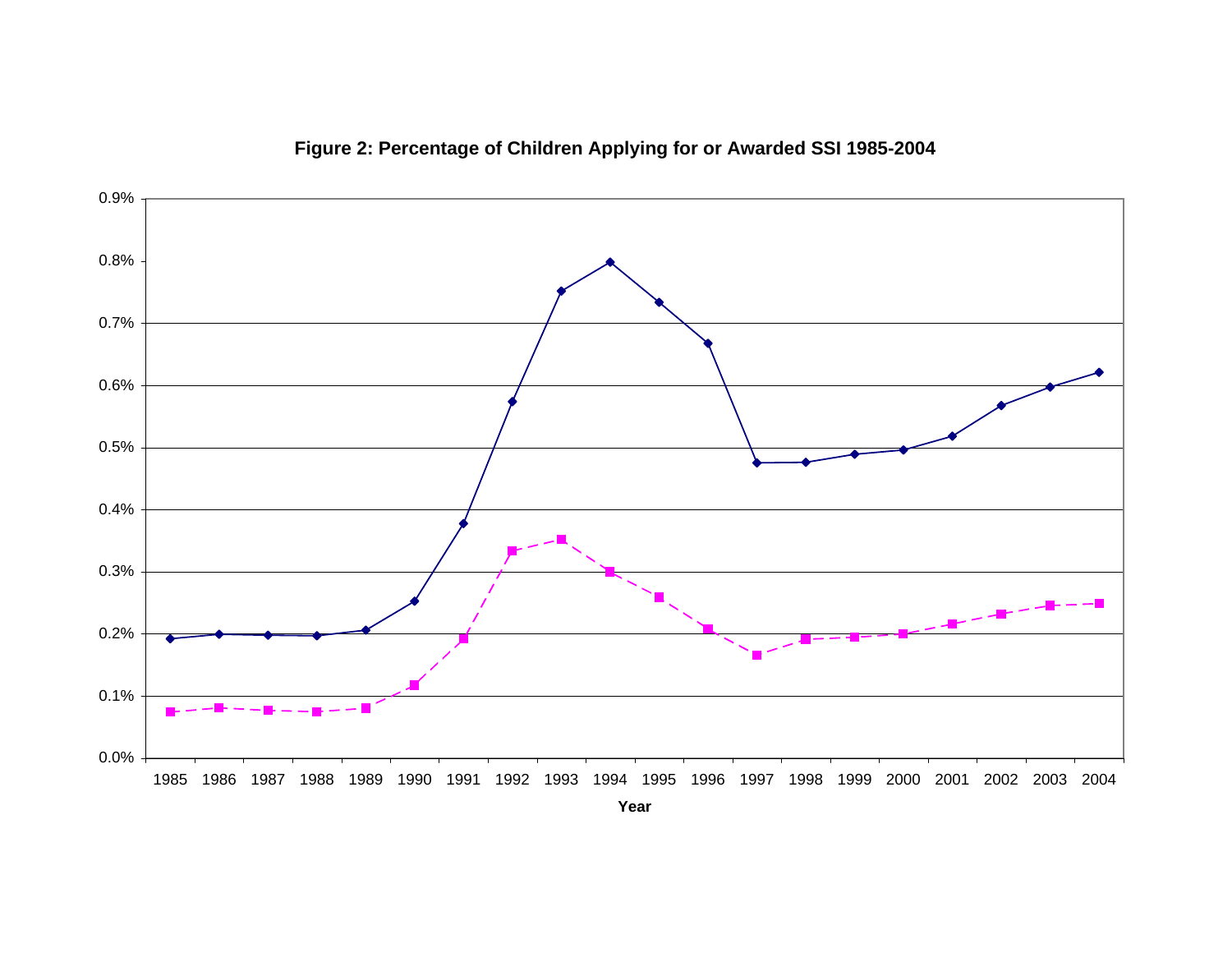**Figure 2: Percentage of Children Applying for or Awarded SSI 1985-2004**

0.9%
0.8%
0.7%
0.6%
0.5%
0.4%
0.3%
0.2%
0.1%
0.0%

1985 1986 1987 1988 1989 1990 1991 1992 1993 1994 1995 1996 1997 1998 1999 2000 2001 2002 2003 2004

**Year**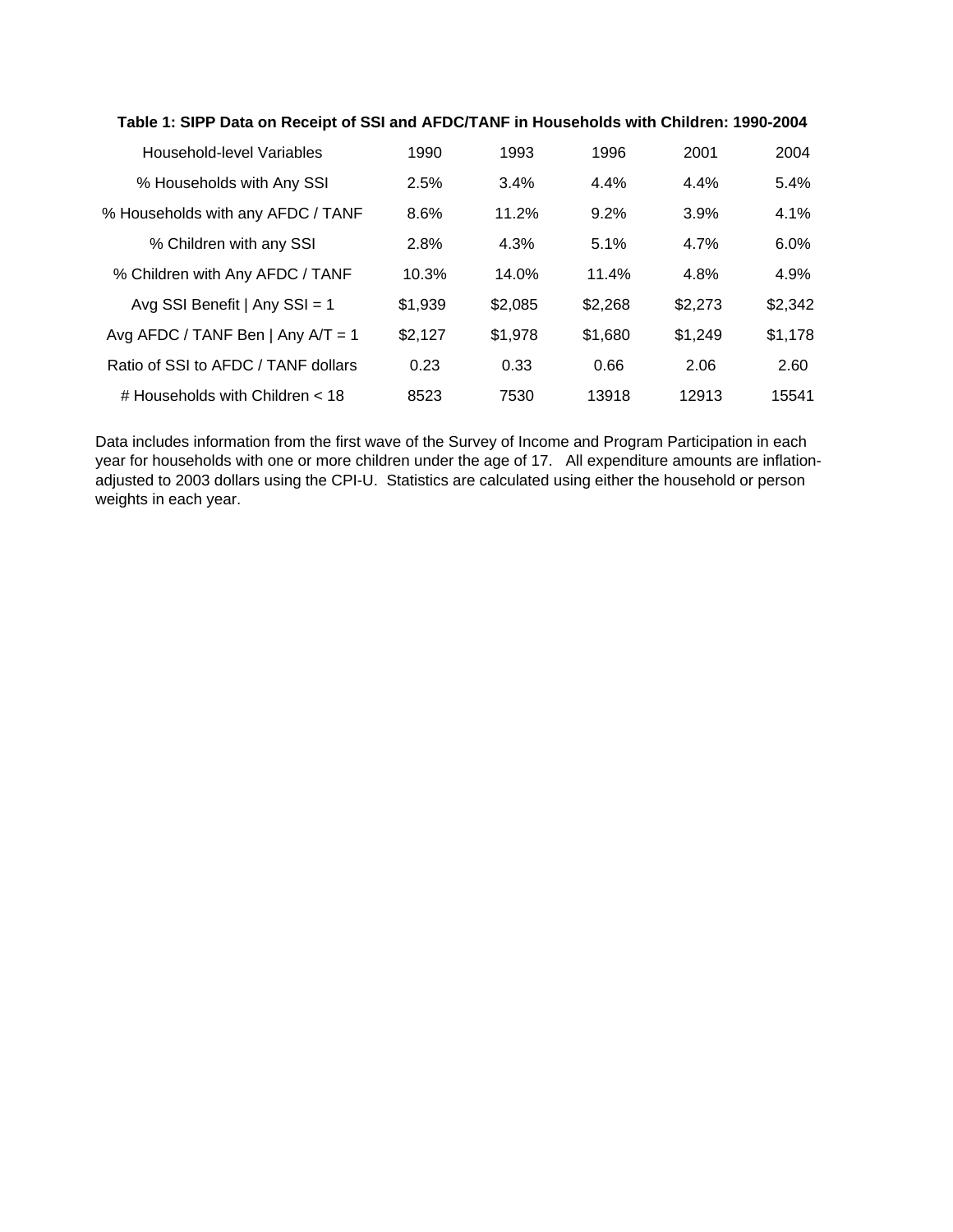**Table 1: SIPP Data on Receipt of SSI and AFDC/TANF in Households with Children: 1990-2004**

| Household-level Variables | 1990 | 1993 | 1996 | 2001 | 2004 |
|---|---|---|---|---|---|
| % Households with Any SSI | 2.5% | 3.4% | 4.4% | 4.4% | 5.4% |
| % Households with any AFDC / TANF | 8.6% | 11.2% | 9.2% | 3.9% | 4.1% |
| % Children with any SSI | 2.8% | 4.3% | 5.1% | 4.7% | 6.0% |
| % Children with Any AFDC / TANF | 10.3% | 14.0% | 11.4% | 4.8% | 4.9% |
| Avg SSI Benefit \| Any SSI = 1 | $1,939 | $2,085 | $2,268 | $2,273 | $2,342 |
| Avg AFDC / TANF Ben \| Any A/T = 1 | $2,127 | $1,978 | $1,680 | $1,249 | $1,178 |
| Ratio of SSI to AFDC / TANF dollars | 0.23 | 0.33 | 0.66 | 2.06 | 2.60 |
| # Households with Children < 18 | 8523 | 7530 | 13918 | 12913 | 15541 |

Data includes information from the first wave of the Survey of Income and Program Participation in each year for households with one or more children under the age of 17. All expenditure amounts are inflation-adjusted to 2003 dollars using the CPI-U. Statistics are calculated using either the household or person weights in each year.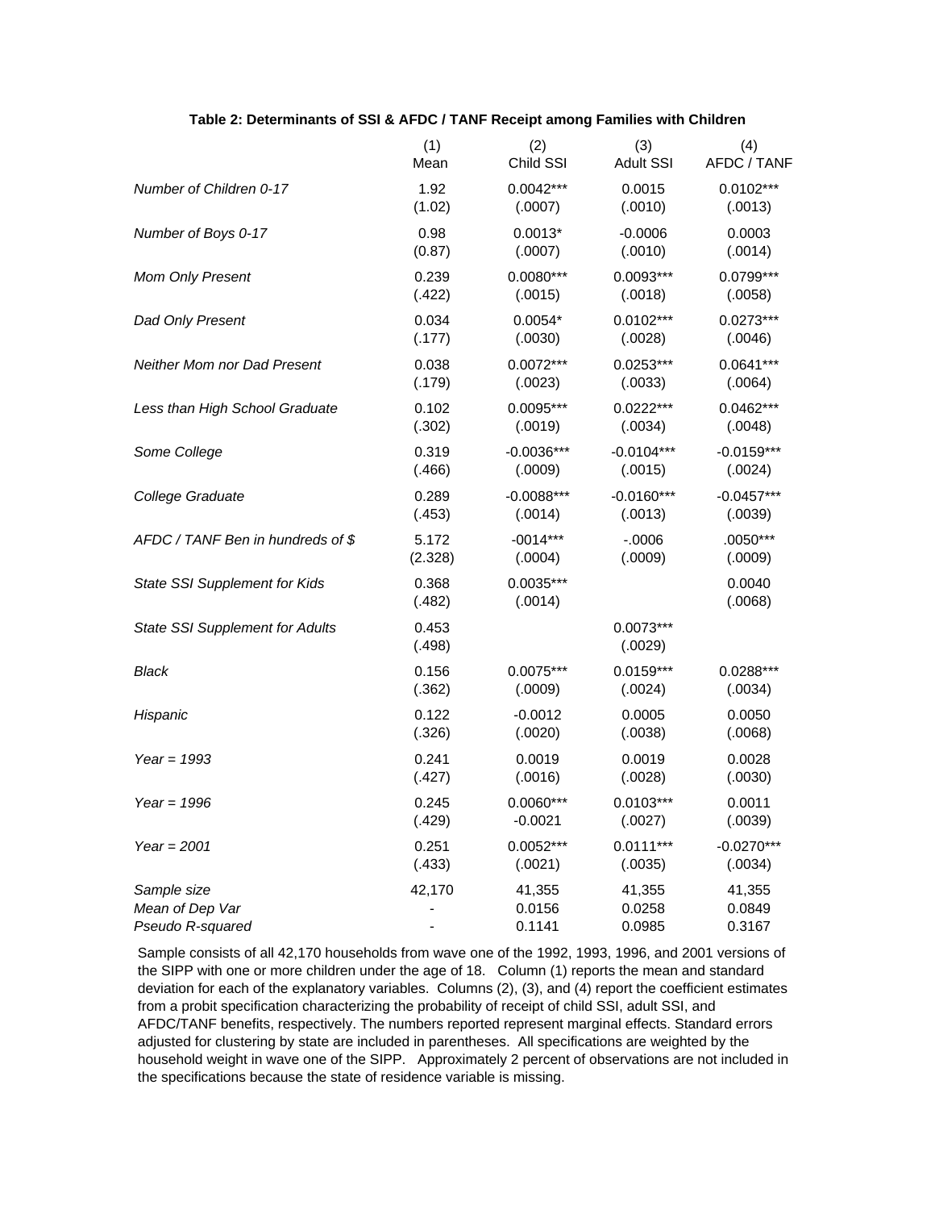**Table 2: Determinants of SSI & AFDC / TANF Receipt among Families with Children**

| | (1) Mean | (2) Child SSI | (3) Adult SSI | (4) AFDC / TANF |
|---|---|---|---|---|
| *Number of Children 0-17* | 1.92 | 0.0042*** | 0.0015 | 0.0102*** |
| | (1.02) | (.0007) | (.0010) | (.0013) |
| *Number of Boys 0-17* | 0.98 | 0.0013* | -0.0006 | 0.0003 |
| | (0.87) | (.0007) | (.0010) | (.0014) |
| *Mom Only Present* | 0.239 | 0.0080*** | 0.0093*** | 0.0799*** |
| | (.422) | (.0015) | (.0018) | (.0058) |
| *Dad Only Present* | 0.034 | 0.0054* | 0.0102*** | 0.0273*** |
| | (.177) | (.0030) | (.0028) | (.0046) |
| *Neither Mom nor Dad Present* | 0.038 | 0.0072*** | 0.0253*** | 0.0641*** |
| | (.179) | (.0023) | (.0033) | (.0064) |
| *Less than High School Graduate* | 0.102 | 0.0095*** | 0.0222*** | 0.0462*** |
| | (.302) | (.0019) | (.0034) | (.0048) |
| *Some College* | 0.319 | -0.0036*** | -0.0104*** | -0.0159*** |
| | (.466) | (.0009) | (.0015) | (.0024) |
| *College Graduate* | 0.289 | -0.0088*** | -0.0160*** | -0.0457*** |
| | (.453) | (.0014) | (.0013) | (.0039) |
| *AFDC / TANF Ben in hundreds of $* | 5.172 | -0014*** | -.0006 | .0050*** |
| | (2.328) | (.0004) | (.0009) | (.0009) |
| *State SSI Supplement for Kids* | 0.368 | 0.0035*** | | 0.0040 |
| | (.482) | (.0014) | | (.0068) |
| *State SSI Supplement for Adults* | 0.453 | | 0.0073*** | |
| | (.498) | | (.0029) | |
| *Black* | 0.156 | 0.0075*** | 0.0159*** | 0.0288*** |
| | (.362) | (.0009) | (.0024) | (.0034) |
| *Hispanic* | 0.122 | -0.0012 | 0.0005 | 0.0050 |
| | (.326) | (.0020) | (.0038) | (.0068) |
| *Year = 1993* | 0.241 | 0.0019 | 0.0019 | 0.0028 |
| | (.427) | (.0016) | (.0028) | (.0030) |
| *Year = 1996* | 0.245 | 0.0060*** | 0.0103*** | 0.0011 |
| | (.429) | -0.0021 | (.0027) | (.0039) |
| *Year = 2001* | 0.251 | 0.0052*** | 0.0111*** | -0.0270*** |
| | (.433) | (.0021) | (.0035) | (.0034) |
| *Sample size* | 42,170 | 41,355 | 41,355 | 41,355 |
| *Mean of Dep Var* | - | 0.0156 | 0.0258 | 0.0849 |
| *Pseudo R-squared* | - | 0.1141 | 0.0985 | 0.3167 |

Sample consists of all 42,170 households from wave one of the 1992, 1993, 1996, and 2001 versions of the SIPP with one or more children under the age of 18. Column (1) reports the mean and standard deviation for each of the explanatory variables. Columns (2), (3), and (4) report the coefficient estimates from a probit specification characterizing the probability of receipt of child SSI, adult SSI, and AFDC/TANF benefits, respectively. The numbers reported represent marginal effects. Standard errors adjusted for clustering by state are included in parentheses. All specifications are weighted by the household weight in wave one of the SIPP. Approximately 2 percent of observations are not included in the specifications because the state of residence variable is missing.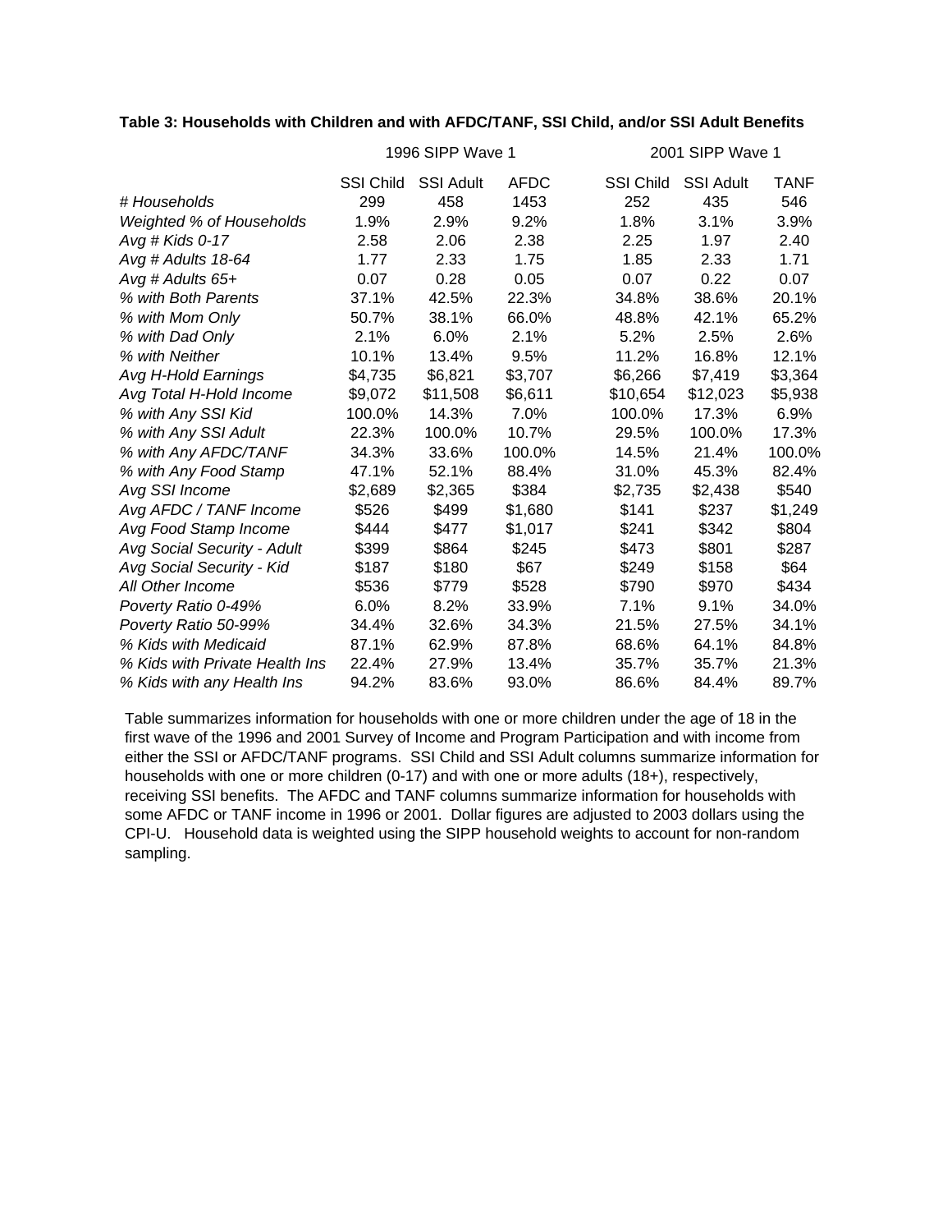**Table 3: Households with Children and with AFDC/TANF, SSI Child, and/or SSI Adult Benefits**

| | 1996 SIPP Wave 1 | | | 2001 SIPP Wave 1 | | |
|---|---|---|---|---|---|---|
| | SSI Child | SSI Adult | AFDC | SSI Child | SSI Adult | TANF |
| *# Households* | 299 | 458 | 1453 | 252 | 435 | 546 |
| *Weighted % of Households* | 1.9% | 2.9% | 9.2% | 1.8% | 3.1% | 3.9% |
| *Avg # Kids 0-17* | 2.58 | 2.06 | 2.38 | 2.25 | 1.97 | 2.40 |
| *Avg # Adults 18-64* | 1.77 | 2.33 | 1.75 | 1.85 | 2.33 | 1.71 |
| *Avg # Adults 65+* | 0.07 | 0.28 | 0.05 | 0.07 | 0.22 | 0.07 |
| *% with Both Parents* | 37.1% | 42.5% | 22.3% | 34.8% | 38.6% | 20.1% |
| *% with Mom Only* | 50.7% | 38.1% | 66.0% | 48.8% | 42.1% | 65.2% |
| *% with Dad Only* | 2.1% | 6.0% | 2.1% | 5.2% | 2.5% | 2.6% |
| *% with Neither* | 10.1% | 13.4% | 9.5% | 11.2% | 16.8% | 12.1% |
| *Avg H-Hold Earnings* | $4,735 | $6,821 | $3,707 | $6,266 | $7,419 | $3,364 |
| *Avg Total H-Hold Income* | $9,072 | $11,508 | $6,611 | $10,654 | $12,023 | $5,938 |
| *% with Any SSI Kid* | 100.0% | 14.3% | 7.0% | 100.0% | 17.3% | 6.9% |
| *% with Any SSI Adult* | 22.3% | 100.0% | 10.7% | 29.5% | 100.0% | 17.3% |
| *% with Any AFDC/TANF* | 34.3% | 33.6% | 100.0% | 14.5% | 21.4% | 100.0% |
| *% with Any Food Stamp* | 47.1% | 52.1% | 88.4% | 31.0% | 45.3% | 82.4% |
| *Avg SSI Income* | $2,689 | $2,365 | $384 | $2,735 | $2,438 | $540 |
| *Avg AFDC / TANF Income* | $526 | $499 | $1,680 | $141 | $237 | $1,249 |
| *Avg Food Stamp Income* | $444 | $477 | $1,017 | $241 | $342 | $804 |
| *Avg Social Security - Adult* | $399 | $864 | $245 | $473 | $801 | $287 |
| *Avg Social Security - Kid* | $187 | $180 | $67 | $249 | $158 | $64 |
| *All Other Income* | $536 | $779 | $528 | $790 | $970 | $434 |
| *Poverty Ratio 0-49%* | 6.0% | 8.2% | 33.9% | 7.1% | 9.1% | 34.0% |
| *Poverty Ratio 50-99%* | 34.4% | 32.6% | 34.3% | 21.5% | 27.5% | 34.1% |
| *% Kids with Medicaid* | 87.1% | 62.9% | 87.8% | 68.6% | 64.1% | 84.8% |
| *% Kids with Private Health Ins* | 22.4% | 27.9% | 13.4% | 35.7% | 35.7% | 21.3% |
| *% Kids with any Health Ins* | 94.2% | 83.6% | 93.0% | 86.6% | 84.4% | 89.7% |

Table summarizes information for households with one or more children under the age of 18 in the first wave of the 1996 and 2001 Survey of Income and Program Participation and with income from either the SSI or AFDC/TANF programs. SSI Child and SSI Adult columns summarize information for households with one or more children (0-17) and with one or more adults (18+), respectively, receiving SSI benefits. The AFDC and TANF columns summarize information for households with some AFDC or TANF income in 1996 or 2001. Dollar figures are adjusted to 2003 dollars using the CPI-U. Household data is weighted using the SIPP household weights to account for non-random sampling.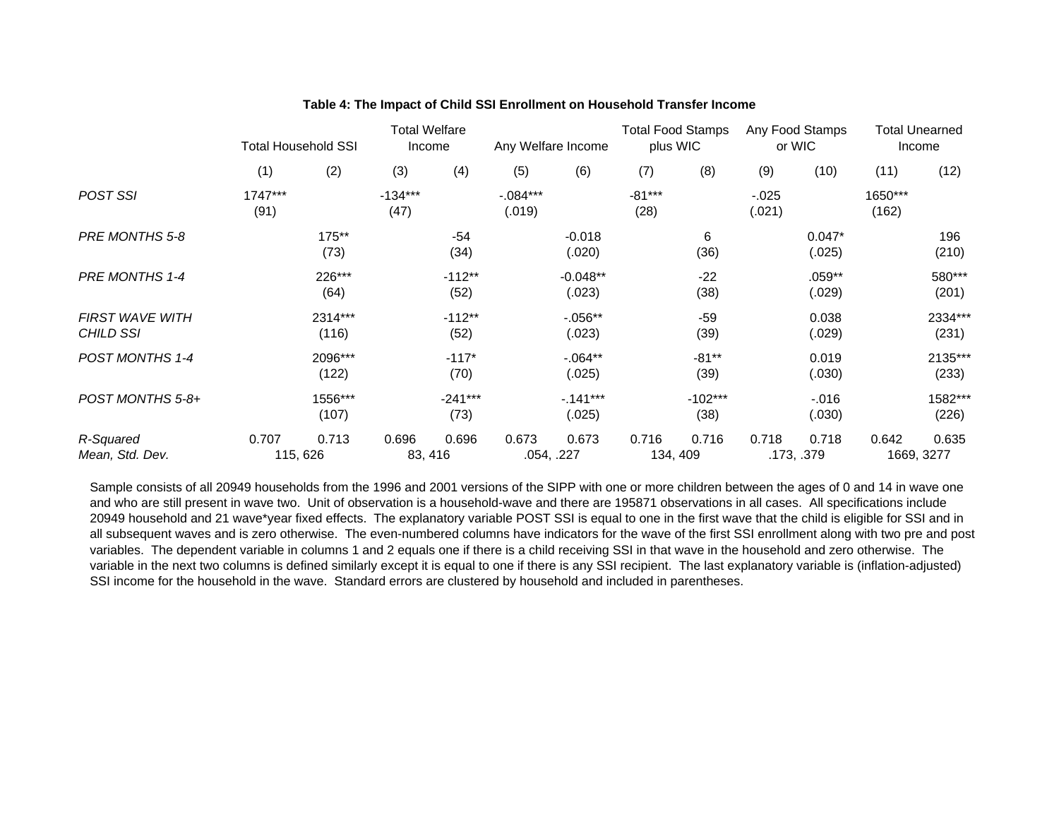**Table 4: The Impact of Child SSI Enrollment on Household Transfer Income**

| | Total Household SSI | | Total Welfare Income | | Any Welfare Income | | Total Food Stamps plus WIC | | Any Food Stamps or WIC | | Total Unearned Income | |
|---|---|---|---|---|---|---|---|---|---|---|---|---|
| | (1) | (2) | (3) | (4) | (5) | (6) | (7) | (8) | (9) | (10) | (11) | (12) |
| *POST SSI* | 1747*** (91) | | -134*** (47) | | -.084*** (.019) | | -81*** (28) | | -.025 (.021) | | 1650*** (162) | |
| *PRE MONTHS 5-8* | | 175** (73) | | -54 (34) | | -0.018 (.020) | | 6 (36) | | 0.047* (.025) | | 196 (210) |
| *PRE MONTHS 1-4* | | 226*** (64) | | -112** (52) | | -0.048** (.023) | | -22 (38) | | .059** (.029) | | 580*** (201) |
| *FIRST WAVE WITH CHILD SSI* | | 2314*** (116) | | -112** (52) | | -.056** (.023) | | -59 (39) | | 0.038 (.029) | | 2334*** (231) |
| *POST MONTHS 1-4* | | 2096*** (122) | | -117* (70) | | -.064** (.025) | | -81** (39) | | 0.019 (.030) | | 2135*** (233) |
| *POST MONTHS 5-8+* | | 1556*** (107) | | -241*** (73) | | -.141*** (.025) | | -102*** (38) | | -.016 (.030) | | 1582*** (226) |
| *R-Squared* | 0.707 | 0.713 | 0.696 | 0.696 | 0.673 | 0.673 | 0.716 | 0.716 | 0.718 | 0.718 | 0.642 | 0.635 |
| *Mean, Std. Dev.* | 115, 626 | | 83, 416 | | .054, .227 | | 134, 409 | | .173, .379 | | 1669, 3277 | |

Sample consists of all 20949 households from the 1996 and 2001 versions of the SIPP with one or more children between the ages of 0 and 14 in wave one and who are still present in wave two. Unit of observation is a household-wave and there are 195871 observations in all cases. All specifications include 20949 household and 21 wave*year fixed effects. The explanatory variable POST SSI is equal to one in the first wave that the child is eligible for SSI and in all subsequent waves and is zero otherwise. The even-numbered columns have indicators for the wave of the first SSI enrollment along with two pre and post variables. The dependent variable in columns 1 and 2 equals one if there is a child receiving SSI in that wave in the household and zero otherwise. The variable in the next two columns is defined similarly except it is equal to one if there is any SSI recipient. The last explanatory variable is (inflation-adjusted) SSI income for the household in the wave. Standard errors are clustered by household and included in parentheses.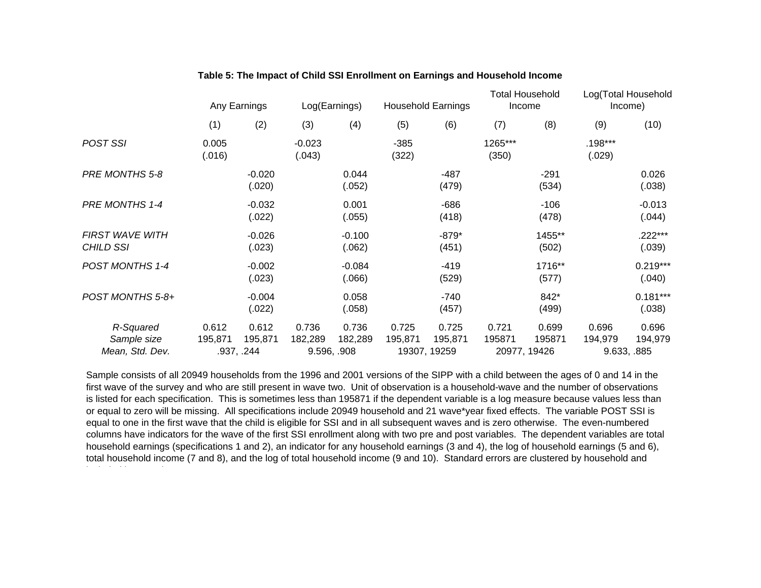**Table 5: The Impact of Child SSI Enrollment on Earnings and Household Income**

| | Any Earnings | | Log(Earnings) | | Household Earnings | | Total Household Income | | Log(Total Household Income) | |
|---|---|---|---|---|---|---|---|---|---|---|
| | (1) | (2) | (3) | (4) | (5) | (6) | (7) | (8) | (9) | (10) |
| *POST SSI* | 0.005 | | -0.023 | | -385 | | 1265*** | | .198*** | |
| | (.016) | | (.043) | | (322) | | (350) | | (.029) | |
| *PRE MONTHS 5-8* | | -0.020 | | 0.044 | | -487 | | -291 | | 0.026 |
| | | (.020) | | (.052) | | (479) | | (534) | | (.038) |
| *PRE MONTHS 1-4* | | -0.032 | | 0.001 | | -686 | | -106 | | -0.013 |
| | | (.022) | | (.055) | | (418) | | (478) | | (.044) |
| *FIRST WAVE WITH CHILD SSI* | | -0.026 | | -0.100 | | -879* | | 1455** | | .222*** |
| | | (.023) | | (.062) | | (451) | | (502) | | (.039) |
| *POST MONTHS 1-4* | | -0.002 | | -0.084 | | -419 | | 1716** | | 0.219*** |
| | | (.023) | | (.066) | | (529) | | (577) | | (.040) |
| *POST MONTHS 5-8+* | | -0.004 | | 0.058 | | -740 | | 842* | | 0.181*** |
| | | (.022) | | (.058) | | (457) | | (499) | | (.038) |
| *R-Squared* | 0.612 | 0.612 | 0.736 | 0.736 | 0.725 | 0.725 | 0.721 | 0.699 | 0.696 | 0.696 |
| *Sample size* | 195,871 | 195,871 | 182,289 | 182,289 | 195,871 | 195,871 | 195871 | 195871 | 194,979 | 194,979 |
| *Mean, Std. Dev.* | .937, .244 | | 9.596, .908 | | 19307, 19259 | | 20977, 19426 | | 9.633, .885 | |

Sample consists of all 20949 households from the 1996 and 2001 versions of the SIPP with a child between the ages of 0 and 14 in the first wave of the survey and who are still present in wave two. Unit of observation is a household-wave and the number of observations is listed for each specification. This is sometimes less than 195871 if the dependent variable is a log measure because values less than or equal to zero will be missing. All specifications include 20949 household and 21 wave*year fixed effects. The variable POST SSI is equal to one in the first wave that the child is eligible for SSI and in all subsequent waves and is zero otherwise. The even-numbered columns have indicators for the wave of the first SSI enrollment along with two pre and post variables. The dependent variables are total household earnings (specifications 1 and 2), an indicator for any household earnings (3 and 4), the log of household earnings (5 and 6), total household income (7 and 8), and the log of total household income (9 and 10). Standard errors are clustered by household and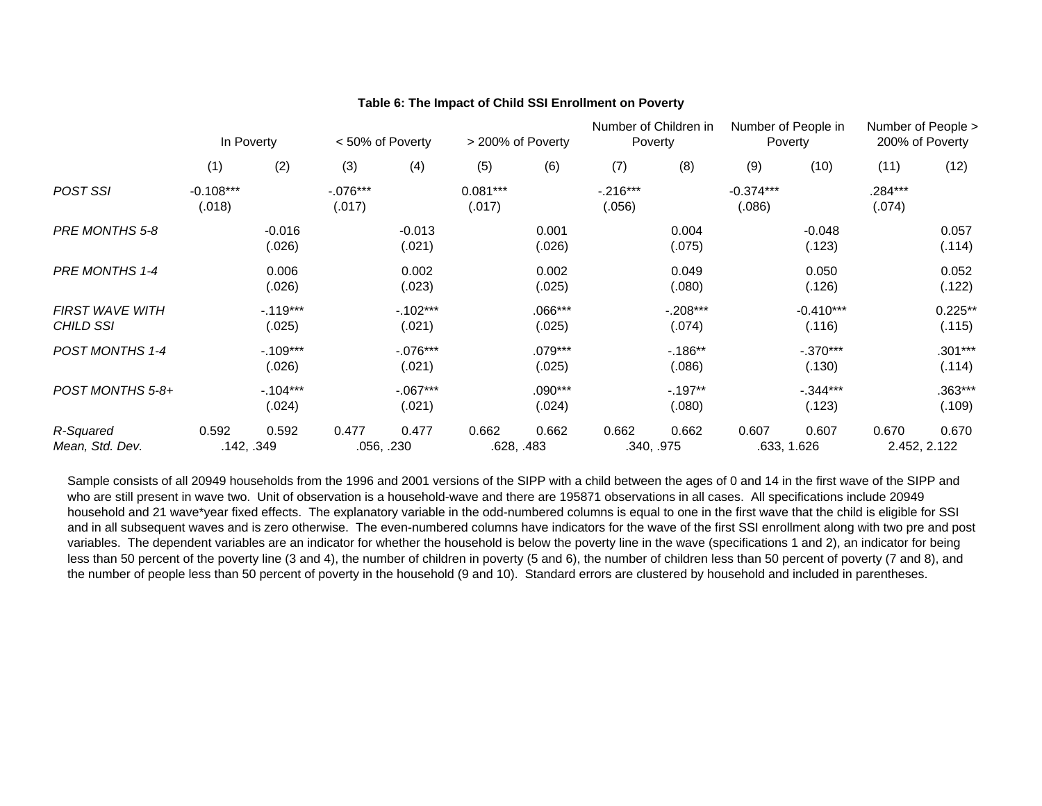**Table 6: The Impact of Child SSI Enrollment on Poverty**

| | In Poverty | | < 50% of Poverty | | > 200% of Poverty | | Number of Children in Poverty | | Number of People in Poverty | | Number of People > 200% of Poverty | |
|---|---|---|---|---|---|---|---|---|---|---|---|---|
| | (1) | (2) | (3) | (4) | (5) | (6) | (7) | (8) | (9) | (10) | (11) | (12) |
| *POST SSI* | -0.108*** | | -.076*** | | 0.081*** | | -.216*** | | -0.374*** | | .284*** | |
| | (.018) | | (.017) | | (.017) | | (.056) | | (.086) | | (.074) | |
| *PRE MONTHS 5-8* | | -0.016 | | -0.013 | | 0.001 | | 0.004 | | -0.048 | | 0.057 |
| | | (.026) | | (.021) | | (.026) | | (.075) | | (.123) | | (.114) |
| *PRE MONTHS 1-4* | | 0.006 | | 0.002 | | 0.002 | | 0.049 | | 0.050 | | 0.052 |
| | | (.026) | | (.023) | | (.025) | | (.080) | | (.126) | | (.122) |
| *FIRST WAVE WITH CHILD SSI* | | -.119*** | | -.102*** | | .066*** | | -.208*** | | -0.410*** | | 0.225** |
| | | (.025) | | (.021) | | (.025) | | (.074) | | (.116) | | (.115) |
| *POST MONTHS 1-4* | | -.109*** | | -.076*** | | .079*** | | -.186** | | -.370*** | | .301*** |
| | | (.026) | | (.021) | | (.025) | | (.086) | | (.130) | | (.114) |
| *POST MONTHS 5-8+* | | -.104*** | | -.067*** | | .090*** | | -.197** | | -.344*** | | .363*** |
| | | (.024) | | (.021) | | (.024) | | (.080) | | (.123) | | (.109) |
| *R-Squared* | 0.592 | 0.592 | 0.477 | 0.477 | 0.662 | 0.662 | 0.662 | 0.662 | 0.607 | 0.607 | 0.670 | 0.670 |
| *Mean, Std. Dev.* | .142, .349 | | .056, .230 | | .628, .483 | | .340, .975 | | .633, 1.626 | | 2.452, 2.122 | |

Sample consists of all 20949 households from the 1996 and 2001 versions of the SIPP with a child between the ages of 0 and 14 in the first wave of the SIPP and who are still present in wave two. Unit of observation is a household-wave and there are 195871 observations in all cases. All specifications include 20949 household and 21 wave*year fixed effects. The explanatory variable in the odd-numbered columns is equal to one in the first wave that the child is eligible for SSI and in all subsequent waves and is zero otherwise. The even-numbered columns have indicators for the wave of the first SSI enrollment along with two pre and post variables. The dependent variables are an indicator for whether the household is below the poverty line in the wave (specifications 1 and 2), an indicator for being less than 50 percent of the poverty line (3 and 4), the number of children in poverty (5 and 6), the number of children less than 50 percent of poverty (7 and 8), and the number of people less than 50 percent of poverty in the household (9 and 10). Standard errors are clustered by household and included in parentheses.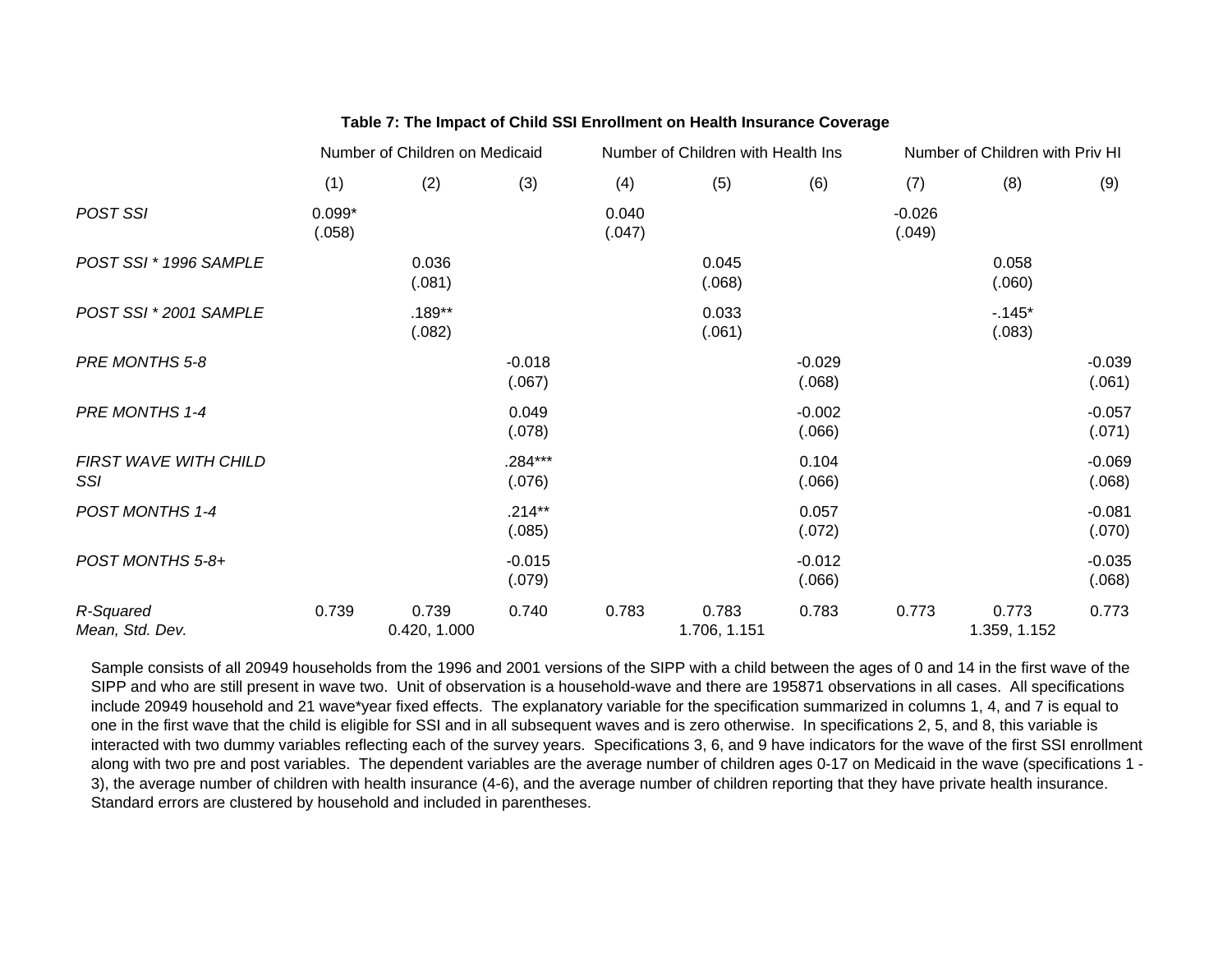**Table 7: The Impact of Child SSI Enrollment on Health Insurance Coverage**

| | Number of Children on Medicaid | | | Number of Children with Health Ins | | | Number of Children with Priv HI | | |
|---|---|---|---|---|---|---|---|---|---|
| | (1) | (2) | (3) | (4) | (5) | (6) | (7) | (8) | (9) |
| *POST SSI* | 0.099* (.058) | | | 0.040 (.047) | | | -0.026 (.049) | | |
| *POST SSI * 1996 SAMPLE* | | 0.036 (.081) | | | 0.045 (.068) | | | 0.058 (.060) | |
| *POST SSI * 2001 SAMPLE* | | .189** (.082) | | | 0.033 (.061) | | | -.145* (.083) | |
| *PRE MONTHS 5-8* | | | -0.018 (.067) | | | -0.029 (.068) | | | -0.039 (.061) |
| *PRE MONTHS 1-4* | | | 0.049 (.078) | | | -0.002 (.066) | | | -0.057 (.071) |
| *FIRST WAVE WITH CHILD SSI* | | | .284*** (.076) | | | 0.104 (.066) | | | -0.069 (.068) |
| *POST MONTHS 1-4* | | | .214** (.085) | | | 0.057 (.072) | | | -0.081 (.070) |
| *POST MONTHS 5-8+* | | | -0.015 (.079) | | | -0.012 (.066) | | | -0.035 (.068) |
| *R-Squared* | 0.739 | 0.739 | 0.740 | 0.783 | 0.783 | 0.783 | 0.773 | 0.773 | 0.773 |
| *Mean, Std. Dev.* | | 0.420, 1.000 | | | 1.706, 1.151 | | | 1.359, 1.152 | |

Sample consists of all 20949 households from the 1996 and 2001 versions of the SIPP with a child between the ages of 0 and 14 in the first wave of the SIPP and who are still present in wave two. Unit of observation is a household-wave and there are 195871 observations in all cases. All specifications include 20949 household and 21 wave*year fixed effects. The explanatory variable for the specification summarized in columns 1, 4, and 7 is equal to one in the first wave that the child is eligible for SSI and in all subsequent waves and is zero otherwise. In specifications 2, 5, and 8, this variable is interacted with two dummy variables reflecting each of the survey years. Specifications 3, 6, and 9 have indicators for the wave of the first SSI enrollment along with two pre and post variables. The dependent variables are the average number of children ages 0-17 on Medicaid in the wave (specifications 1 - 3), the average number of children with health insurance (4-6), and the average number of children reporting that they have private health insurance. Standard errors are clustered by household and included in parentheses.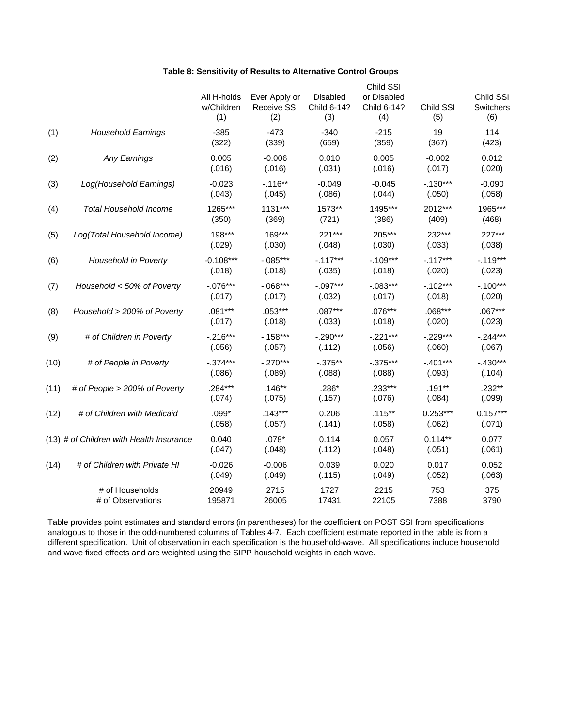**Table 8: Sensitivity of Results to Alternative Control Groups**

| | | All H-holds w/Children (1) | Ever Apply or Receive SSI (2) | Disabled Child 6-14? (3) | Child SSI or Disabled Child 6-14? (4) | Child SSI (5) | Child SSI Switchers (6) |
|---|---|---|---|---|---|---|---|
| (1) | *Household Earnings* | -385 | -473 | -340 | -215 | 19 | 114 |
| | | (322) | (339) | (659) | (359) | (367) | (423) |
| (2) | *Any Earnings* | 0.005 | -0.006 | 0.010 | 0.005 | -0.002 | 0.012 |
| | | (.016) | (.016) | (.031) | (.016) | (.017) | (.020) |
| (3) | *Log(Household Earnings)* | -0.023 | -.116** | -0.049 | -0.045 | -.130*** | -0.090 |
| | | (.043) | (.045) | (.086) | (.044) | (.050) | (.058) |
| (4) | *Total Household Income* | 1265*** | 1131*** | 1573** | 1495*** | 2012*** | 1965*** |
| | | (350) | (369) | (721) | (386) | (409) | (468) |
| (5) | *Log(Total Household Income)* | .198*** | .169*** | .221*** | .205*** | .232*** | .227*** |
| | | (.029) | (.030) | (.048) | (.030) | (.033) | (.038) |
| (6) | *Household in Poverty* | -0.108*** | -.085*** | -.117*** | -.109*** | -.117*** | -.119*** |
| | | (.018) | (.018) | (.035) | (.018) | (.020) | (.023) |
| (7) | *Household < 50% of Poverty* | -.076*** | -.068*** | -.097*** | -.083*** | -.102*** | -.100*** |
| | | (.017) | (.017) | (.032) | (.017) | (.018) | (.020) |
| (8) | *Household > 200% of Poverty* | .081*** | .053*** | .087*** | .076*** | .068*** | .067*** |
| | | (.017) | (.018) | (.033) | (.018) | (.020) | (.023) |
| (9) | *# of Children in Poverty* | -.216*** | -.158*** | -.290*** | -.221*** | -.229*** | -.244*** |
| | | (.056) | (.057) | (.112) | (.056) | (.060) | (.067) |
| (10) | *# of People in Poverty* | -.374*** | -.270*** | -.375** | -.375*** | -.401*** | -.430*** |
| | | (.086) | (.089) | (.088) | (.088) | (.093) | (.104) |
| (11) | *# of People > 200% of Poverty* | .284*** | .146** | .286* | .233*** | .191** | .232** |
| | | (.074) | (.075) | (.157) | (.076) | (.084) | (.099) |
| (12) | *# of Children with Medicaid* | .099* | .143*** | 0.206 | .115** | 0.253*** | 0.157*** |
| | | (.058) | (.057) | (.141) | (.058) | (.062) | (.071) |
| (13) | *# of Children with Health Insurance* | 0.040 | .078* | 0.114 | 0.057 | 0.114** | 0.077 |
| | | (.047) | (.048) | (.112) | (.048) | (.051) | (.061) |
| (14) | *# of Children with Private HI* | -0.026 | -0.006 | 0.039 | 0.020 | 0.017 | 0.052 |
| | | (.049) | (.049) | (.115) | (.049) | (.052) | (.063) |
| | # of Households | 20949 | 2715 | 1727 | 2215 | 753 | 375 |
| | # of Observations | 195871 | 26005 | 17431 | 22105 | 7388 | 3790 |

Table provides point estimates and standard errors (in parentheses) for the coefficient on POST SSI from specifications analogous to those in the odd-numbered columns of Tables 4-7. Each coefficient estimate reported in the table is from a different specification. Unit of observation in each specification is the household-wave. All specifications include household and wave fixed effects and are weighted using the SIPP household weights in each wave.